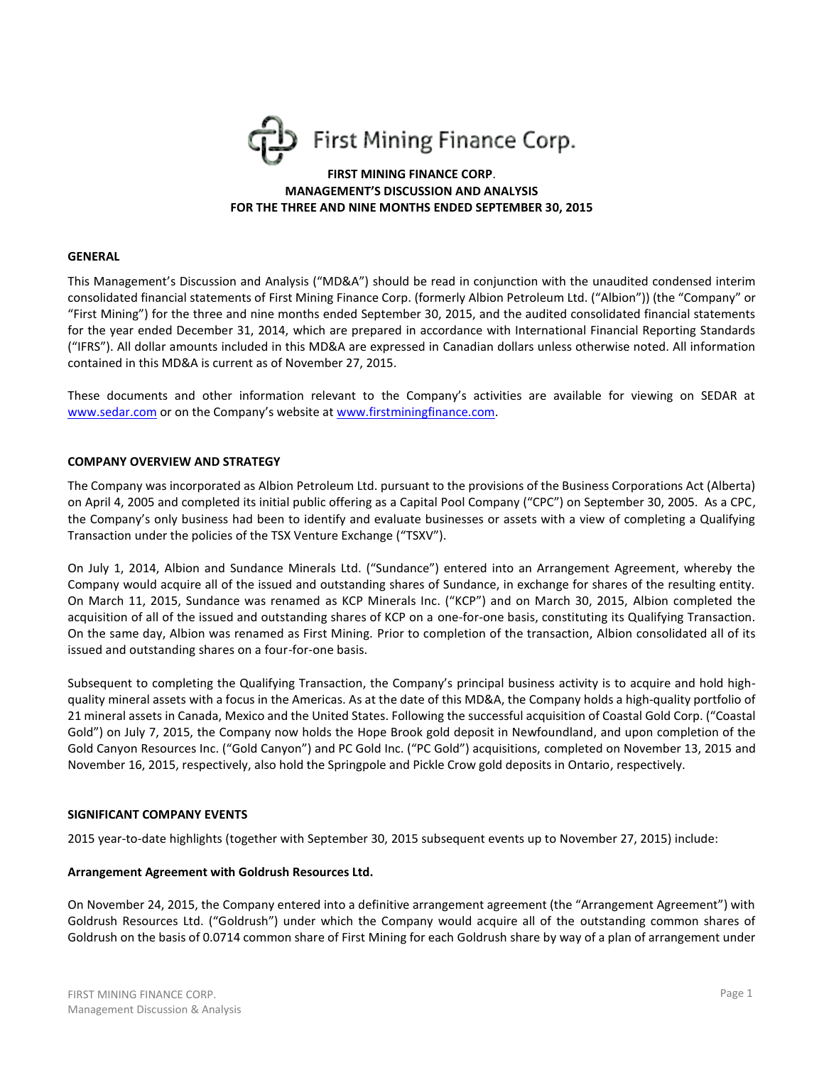First Mining Finance Corp.

**FIRST MINING FINANCE CORP.**
**MANAGEMENT'S DISCUSSION AND ANALYSIS**
**FOR THE THREE AND NINE MONTHS ENDED SEPTEMBER 30, 2015**

## GENERAL

This Management's Discussion and Analysis ("MD&A") should be read in conjunction with the unaudited condensed interim consolidated financial statements of First Mining Finance Corp. (formerly Albion Petroleum Ltd. ("Albion")) (the "Company" or "First Mining") for the three and nine months ended September 30, 2015, and the audited consolidated financial statements for the year ended December 31, 2014, which are prepared in accordance with International Financial Reporting Standards ("IFRS"). All dollar amounts included in this MD&A are expressed in Canadian dollars unless otherwise noted. All information contained in this MD&A is current as of November 27, 2015.

These documents and other information relevant to the Company's activities are available for viewing on SEDAR at www.sedar.com or on the Company's website at www.firstminingfinance.com.

## COMPANY OVERVIEW AND STRATEGY

The Company was incorporated as Albion Petroleum Ltd. pursuant to the provisions of the Business Corporations Act (Alberta) on April 4, 2005 and completed its initial public offering as a Capital Pool Company ("CPC") on September 30, 2005. As a CPC, the Company's only business had been to identify and evaluate businesses or assets with a view of completing a Qualifying Transaction under the policies of the TSX Venture Exchange ("TSXV").

On July 1, 2014, Albion and Sundance Minerals Ltd. ("Sundance") entered into an Arrangement Agreement, whereby the Company would acquire all of the issued and outstanding shares of Sundance, in exchange for shares of the resulting entity. On March 11, 2015, Sundance was renamed as KCP Minerals Inc. ("KCP") and on March 30, 2015, Albion completed the acquisition of all of the issued and outstanding shares of KCP on a one-for-one basis, constituting its Qualifying Transaction. On the same day, Albion was renamed as First Mining. Prior to completion of the transaction, Albion consolidated all of its issued and outstanding shares on a four-for-one basis.

Subsequent to completing the Qualifying Transaction, the Company's principal business activity is to acquire and hold high-quality mineral assets with a focus in the Americas. As at the date of this MD&A, the Company holds a high-quality portfolio of 21 mineral assets in Canada, Mexico and the United States. Following the successful acquisition of Coastal Gold Corp. ("Coastal Gold") on July 7, 2015, the Company now holds the Hope Brook gold deposit in Newfoundland, and upon completion of the Gold Canyon Resources Inc. ("Gold Canyon") and PC Gold Inc. ("PC Gold") acquisitions, completed on November 13, 2015 and November 16, 2015, respectively, also hold the Springpole and Pickle Crow gold deposits in Ontario, respectively.

## SIGNIFICANT COMPANY EVENTS

2015 year-to-date highlights (together with September 30, 2015 subsequent events up to November 27, 2015) include:

### Arrangement Agreement with Goldrush Resources Ltd.

On November 24, 2015, the Company entered into a definitive arrangement agreement (the "Arrangement Agreement") with Goldrush Resources Ltd. ("Goldrush") under which the Company would acquire all of the outstanding common shares of Goldrush on the basis of 0.0714 common share of First Mining for each Goldrush share by way of a plan of arrangement under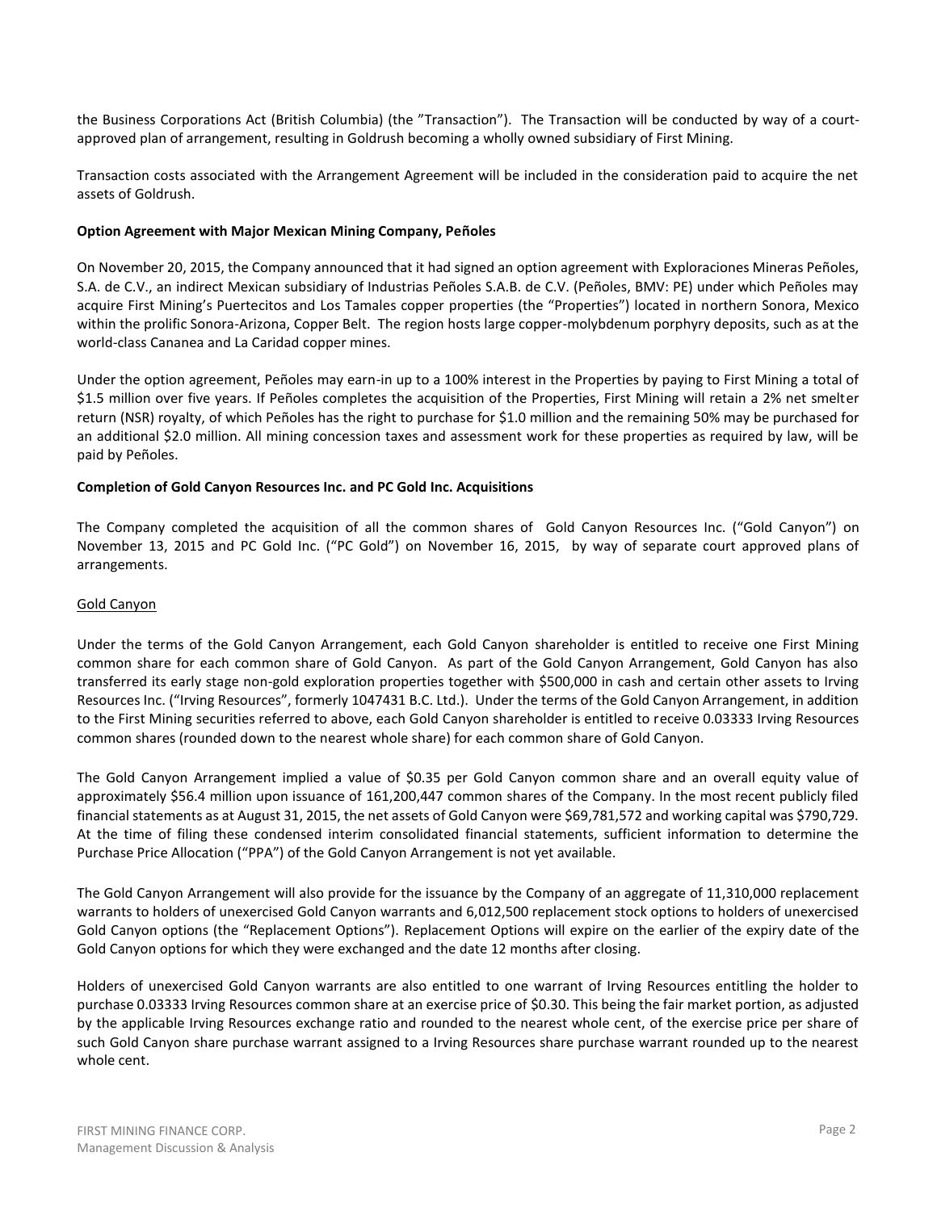the Business Corporations Act (British Columbia) (the "Transaction"). The Transaction will be conducted by way of a court-approved plan of arrangement, resulting in Goldrush becoming a wholly owned subsidiary of First Mining.

Transaction costs associated with the Arrangement Agreement will be included in the consideration paid to acquire the net assets of Goldrush.

**Option Agreement with Major Mexican Mining Company, Peñoles**

On November 20, 2015, the Company announced that it had signed an option agreement with Exploraciones Mineras Peñoles, S.A. de C.V., an indirect Mexican subsidiary of Industrias Peñoles S.A.B. de C.V. (Peñoles, BMV: PE) under which Peñoles may acquire First Mining's Puertecitos and Los Tamales copper properties (the "Properties") located in northern Sonora, Mexico within the prolific Sonora-Arizona, Copper Belt. The region hosts large copper-molybdenum porphyry deposits, such as at the world-class Cananea and La Caridad copper mines.

Under the option agreement, Peñoles may earn-in up to a 100% interest in the Properties by paying to First Mining a total of \$1.5 million over five years. If Peñoles completes the acquisition of the Properties, First Mining will retain a 2% net smelter return (NSR) royalty, of which Peñoles has the right to purchase for \$1.0 million and the remaining 50% may be purchased for an additional \$2.0 million. All mining concession taxes and assessment work for these properties as required by law, will be paid by Peñoles.

**Completion of Gold Canyon Resources Inc. and PC Gold Inc. Acquisitions**

The Company completed the acquisition of all the common shares of Gold Canyon Resources Inc. ("Gold Canyon") on November 13, 2015 and PC Gold Inc. ("PC Gold") on November 16, 2015, by way of separate court approved plans of arrangements.

<u>Gold Canyon</u>

Under the terms of the Gold Canyon Arrangement, each Gold Canyon shareholder is entitled to receive one First Mining common share for each common share of Gold Canyon. As part of the Gold Canyon Arrangement, Gold Canyon has also transferred its early stage non-gold exploration properties together with \$500,000 in cash and certain other assets to Irving Resources Inc. ("Irving Resources", formerly 1047431 B.C. Ltd.). Under the terms of the Gold Canyon Arrangement, in addition to the First Mining securities referred to above, each Gold Canyon shareholder is entitled to receive 0.03333 Irving Resources common shares (rounded down to the nearest whole share) for each common share of Gold Canyon.

The Gold Canyon Arrangement implied a value of \$0.35 per Gold Canyon common share and an overall equity value of approximately \$56.4 million upon issuance of 161,200,447 common shares of the Company. In the most recent publicly filed financial statements as at August 31, 2015, the net assets of Gold Canyon were \$69,781,572 and working capital was \$790,729. At the time of filing these condensed interim consolidated financial statements, sufficient information to determine the Purchase Price Allocation ("PPA") of the Gold Canyon Arrangement is not yet available.

The Gold Canyon Arrangement will also provide for the issuance by the Company of an aggregate of 11,310,000 replacement warrants to holders of unexercised Gold Canyon warrants and 6,012,500 replacement stock options to holders of unexercised Gold Canyon options (the "Replacement Options"). Replacement Options will expire on the earlier of the expiry date of the Gold Canyon options for which they were exchanged and the date 12 months after closing.

Holders of unexercised Gold Canyon warrants are also entitled to one warrant of Irving Resources entitling the holder to purchase 0.03333 Irving Resources common share at an exercise price of \$0.30. This being the fair market portion, as adjusted by the applicable Irving Resources exchange ratio and rounded to the nearest whole cent, of the exercise price per share of such Gold Canyon share purchase warrant assigned to a Irving Resources share purchase warrant rounded up to the nearest whole cent.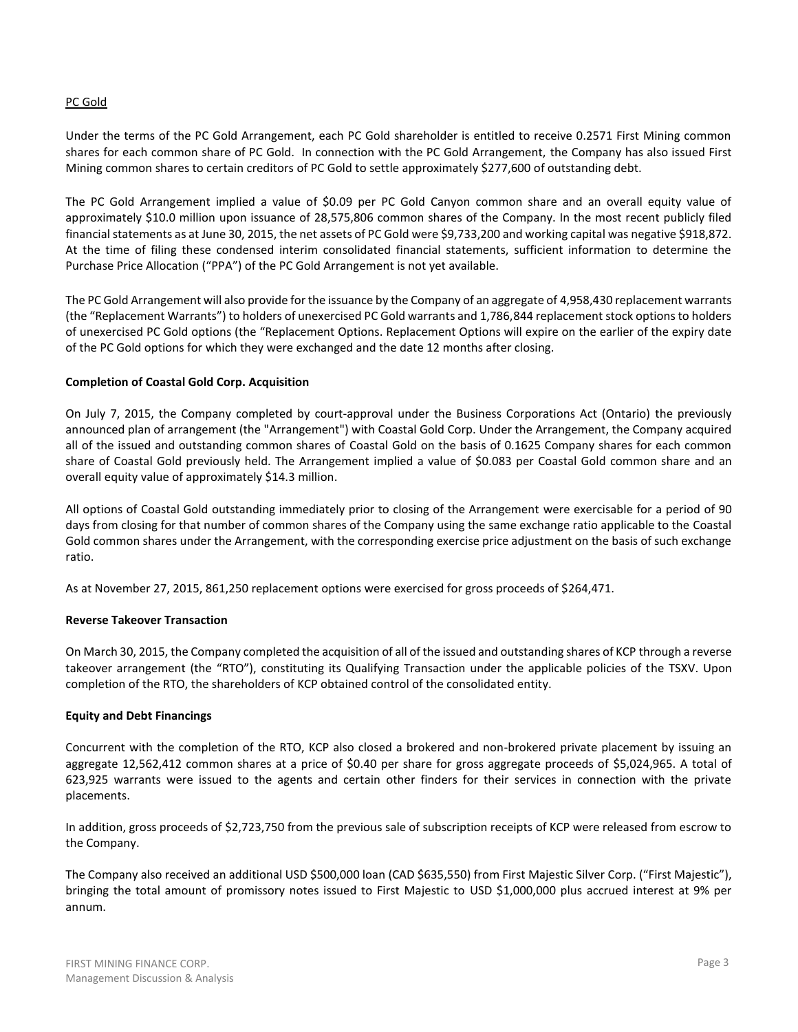PC Gold

Under the terms of the PC Gold Arrangement, each PC Gold shareholder is entitled to receive 0.2571 First Mining common shares for each common share of PC Gold. In connection with the PC Gold Arrangement, the Company has also issued First Mining common shares to certain creditors of PC Gold to settle approximately $277,600 of outstanding debt.

The PC Gold Arrangement implied a value of $0.09 per PC Gold Canyon common share and an overall equity value of approximately $10.0 million upon issuance of 28,575,806 common shares of the Company. In the most recent publicly filed financial statements as at June 30, 2015, the net assets of PC Gold were $9,733,200 and working capital was negative $918,872. At the time of filing these condensed interim consolidated financial statements, sufficient information to determine the Purchase Price Allocation ("PPA") of the PC Gold Arrangement is not yet available.

The PC Gold Arrangement will also provide for the issuance by the Company of an aggregate of 4,958,430 replacement warrants (the "Replacement Warrants") to holders of unexercised PC Gold warrants and 1,786,844 replacement stock options to holders of unexercised PC Gold options (the "Replacement Options. Replacement Options will expire on the earlier of the expiry date of the PC Gold options for which they were exchanged and the date 12 months after closing.

**Completion of Coastal Gold Corp. Acquisition**

On July 7, 2015, the Company completed by court-approval under the Business Corporations Act (Ontario) the previously announced plan of arrangement (the "Arrangement") with Coastal Gold Corp. Under the Arrangement, the Company acquired all of the issued and outstanding common shares of Coastal Gold on the basis of 0.1625 Company shares for each common share of Coastal Gold previously held. The Arrangement implied a value of $0.083 per Coastal Gold common share and an overall equity value of approximately $14.3 million.

All options of Coastal Gold outstanding immediately prior to closing of the Arrangement were exercisable for a period of 90 days from closing for that number of common shares of the Company using the same exchange ratio applicable to the Coastal Gold common shares under the Arrangement, with the corresponding exercise price adjustment on the basis of such exchange ratio.

As at November 27, 2015, 861,250 replacement options were exercised for gross proceeds of $264,471.

**Reverse Takeover Transaction**

On March 30, 2015, the Company completed the acquisition of all of the issued and outstanding shares of KCP through a reverse takeover arrangement (the "RTO"), constituting its Qualifying Transaction under the applicable policies of the TSXV. Upon completion of the RTO, the shareholders of KCP obtained control of the consolidated entity.

**Equity and Debt Financings**

Concurrent with the completion of the RTO, KCP also closed a brokered and non-brokered private placement by issuing an aggregate 12,562,412 common shares at a price of $0.40 per share for gross aggregate proceeds of $5,024,965. A total of 623,925 warrants were issued to the agents and certain other finders for their services in connection with the private placements.

In addition, gross proceeds of $2,723,750 from the previous sale of subscription receipts of KCP were released from escrow to the Company.

The Company also received an additional USD $500,000 loan (CAD $635,550) from First Majestic Silver Corp. ("First Majestic"), bringing the total amount of promissory notes issued to First Majestic to USD $1,000,000 plus accrued interest at 9% per annum.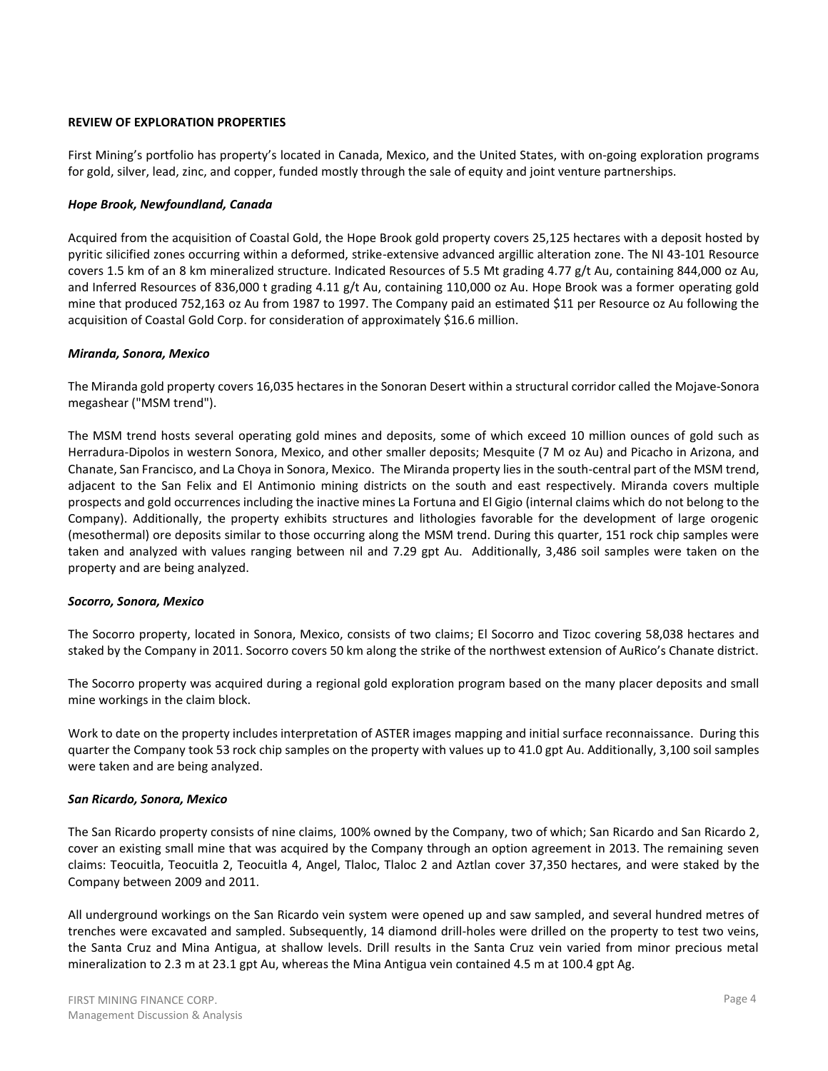**REVIEW OF EXPLORATION PROPERTIES**

First Mining's portfolio has property's located in Canada, Mexico, and the United States, with on-going exploration programs for gold, silver, lead, zinc, and copper, funded mostly through the sale of equity and joint venture partnerships.

***Hope Brook, Newfoundland, Canada***

Acquired from the acquisition of Coastal Gold, the Hope Brook gold property covers 25,125 hectares with a deposit hosted by pyritic silicified zones occurring within a deformed, strike-extensive advanced argillic alteration zone. The NI 43-101 Resource covers 1.5 km of an 8 km mineralized structure. Indicated Resources of 5.5 Mt grading 4.77 g/t Au, containing 844,000 oz Au, and Inferred Resources of 836,000 t grading 4.11 g/t Au, containing 110,000 oz Au. Hope Brook was a former operating gold mine that produced 752,163 oz Au from 1987 to 1997. The Company paid an estimated $11 per Resource oz Au following the acquisition of Coastal Gold Corp. for consideration of approximately $16.6 million.

***Miranda, Sonora, Mexico***

The Miranda gold property covers 16,035 hectares in the Sonoran Desert within a structural corridor called the Mojave-Sonora megashear ("MSM trend").

The MSM trend hosts several operating gold mines and deposits, some of which exceed 10 million ounces of gold such as Herradura-Dipolos in western Sonora, Mexico, and other smaller deposits; Mesquite (7 M oz Au) and Picacho in Arizona, and Chanate, San Francisco, and La Choya in Sonora, Mexico. The Miranda property lies in the south-central part of the MSM trend, adjacent to the San Felix and El Antimonio mining districts on the south and east respectively. Miranda covers multiple prospects and gold occurrences including the inactive mines La Fortuna and El Gigio (internal claims which do not belong to the Company). Additionally, the property exhibits structures and lithologies favorable for the development of large orogenic (mesothermal) ore deposits similar to those occurring along the MSM trend. During this quarter, 151 rock chip samples were taken and analyzed with values ranging between nil and 7.29 gpt Au. Additionally, 3,486 soil samples were taken on the property and are being analyzed.

***Socorro, Sonora, Mexico***

The Socorro property, located in Sonora, Mexico, consists of two claims; El Socorro and Tizoc covering 58,038 hectares and staked by the Company in 2011. Socorro covers 50 km along the strike of the northwest extension of AuRico's Chanate district.

The Socorro property was acquired during a regional gold exploration program based on the many placer deposits and small mine workings in the claim block.

Work to date on the property includes interpretation of ASTER images mapping and initial surface reconnaissance. During this quarter the Company took 53 rock chip samples on the property with values up to 41.0 gpt Au. Additionally, 3,100 soil samples were taken and are being analyzed.

***San Ricardo, Sonora, Mexico***

The San Ricardo property consists of nine claims, 100% owned by the Company, two of which; San Ricardo and San Ricardo 2, cover an existing small mine that was acquired by the Company through an option agreement in 2013. The remaining seven claims: Teocuitla, Teocuitla 2, Teocuitla 4, Angel, Tlaloc, Tlaloc 2 and Aztlan cover 37,350 hectares, and were staked by the Company between 2009 and 2011.

All underground workings on the San Ricardo vein system were opened up and saw sampled, and several hundred metres of trenches were excavated and sampled. Subsequently, 14 diamond drill-holes were drilled on the property to test two veins, the Santa Cruz and Mina Antigua, at shallow levels. Drill results in the Santa Cruz vein varied from minor precious metal mineralization to 2.3 m at 23.1 gpt Au, whereas the Mina Antigua vein contained 4.5 m at 100.4 gpt Ag.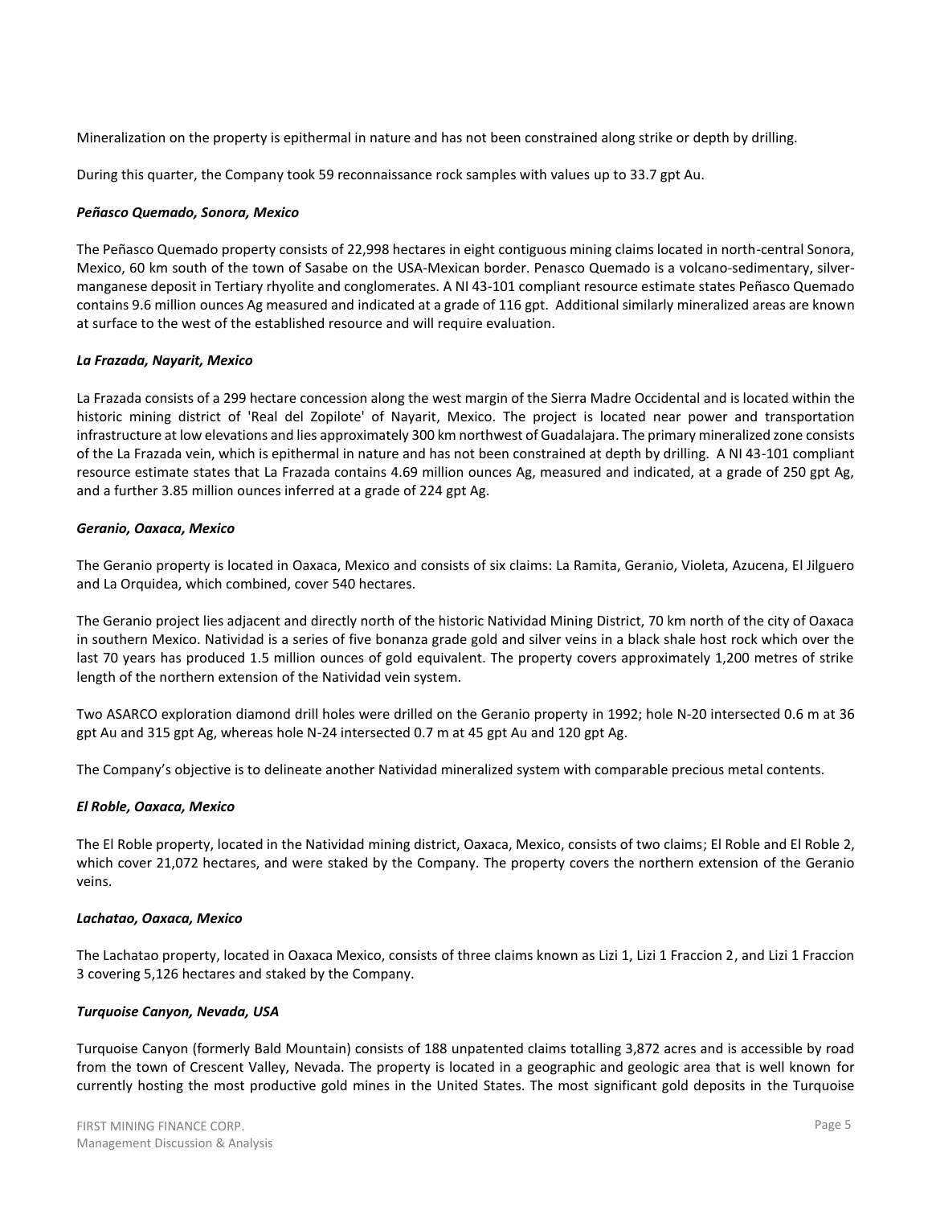Mineralization on the property is epithermal in nature and has not been constrained along strike or depth by drilling.

During this quarter, the Company took 59 reconnaissance rock samples with values up to 33.7 gpt Au.

***Peñasco Quemado, Sonora, Mexico***

The Peñasco Quemado property consists of 22,998 hectares in eight contiguous mining claims located in north-central Sonora, Mexico, 60 km south of the town of Sasabe on the USA-Mexican border. Penasco Quemado is a volcano-sedimentary, silver-manganese deposit in Tertiary rhyolite and conglomerates. A NI 43-101 compliant resource estimate states Peñasco Quemado contains 9.6 million ounces Ag measured and indicated at a grade of 116 gpt. Additional similarly mineralized areas are known at surface to the west of the established resource and will require evaluation.

***La Frazada, Nayarit, Mexico***

La Frazada consists of a 299 hectare concession along the west margin of the Sierra Madre Occidental and is located within the historic mining district of 'Real del Zopilote' of Nayarit, Mexico. The project is located near power and transportation infrastructure at low elevations and lies approximately 300 km northwest of Guadalajara. The primary mineralized zone consists of the La Frazada vein, which is epithermal in nature and has not been constrained at depth by drilling. A NI 43-101 compliant resource estimate states that La Frazada contains 4.69 million ounces Ag, measured and indicated, at a grade of 250 gpt Ag, and a further 3.85 million ounces inferred at a grade of 224 gpt Ag.

***Geranio, Oaxaca, Mexico***

The Geranio property is located in Oaxaca, Mexico and consists of six claims: La Ramita, Geranio, Violeta, Azucena, El Jilguero and La Orquidea, which combined, cover 540 hectares.

The Geranio project lies adjacent and directly north of the historic Natividad Mining District, 70 km north of the city of Oaxaca in southern Mexico. Natividad is a series of five bonanza grade gold and silver veins in a black shale host rock which over the last 70 years has produced 1.5 million ounces of gold equivalent. The property covers approximately 1,200 metres of strike length of the northern extension of the Natividad vein system.

Two ASARCO exploration diamond drill holes were drilled on the Geranio property in 1992; hole N-20 intersected 0.6 m at 36 gpt Au and 315 gpt Ag, whereas hole N-24 intersected 0.7 m at 45 gpt Au and 120 gpt Ag.

The Company's objective is to delineate another Natividad mineralized system with comparable precious metal contents.

***El Roble, Oaxaca, Mexico***

The El Roble property, located in the Natividad mining district, Oaxaca, Mexico, consists of two claims; El Roble and El Roble 2, which cover 21,072 hectares, and were staked by the Company. The property covers the northern extension of the Geranio veins.

***Lachatao, Oaxaca, Mexico***

The Lachatao property, located in Oaxaca Mexico, consists of three claims known as Lizi 1, Lizi 1 Fraccion 2, and Lizi 1 Fraccion 3 covering 5,126 hectares and staked by the Company.

***Turquoise Canyon, Nevada, USA***

Turquoise Canyon (formerly Bald Mountain) consists of 188 unpatented claims totalling 3,872 acres and is accessible by road from the town of Crescent Valley, Nevada. The property is located in a geographic and geologic area that is well known for currently hosting the most productive gold mines in the United States. The most significant gold deposits in the Turquoise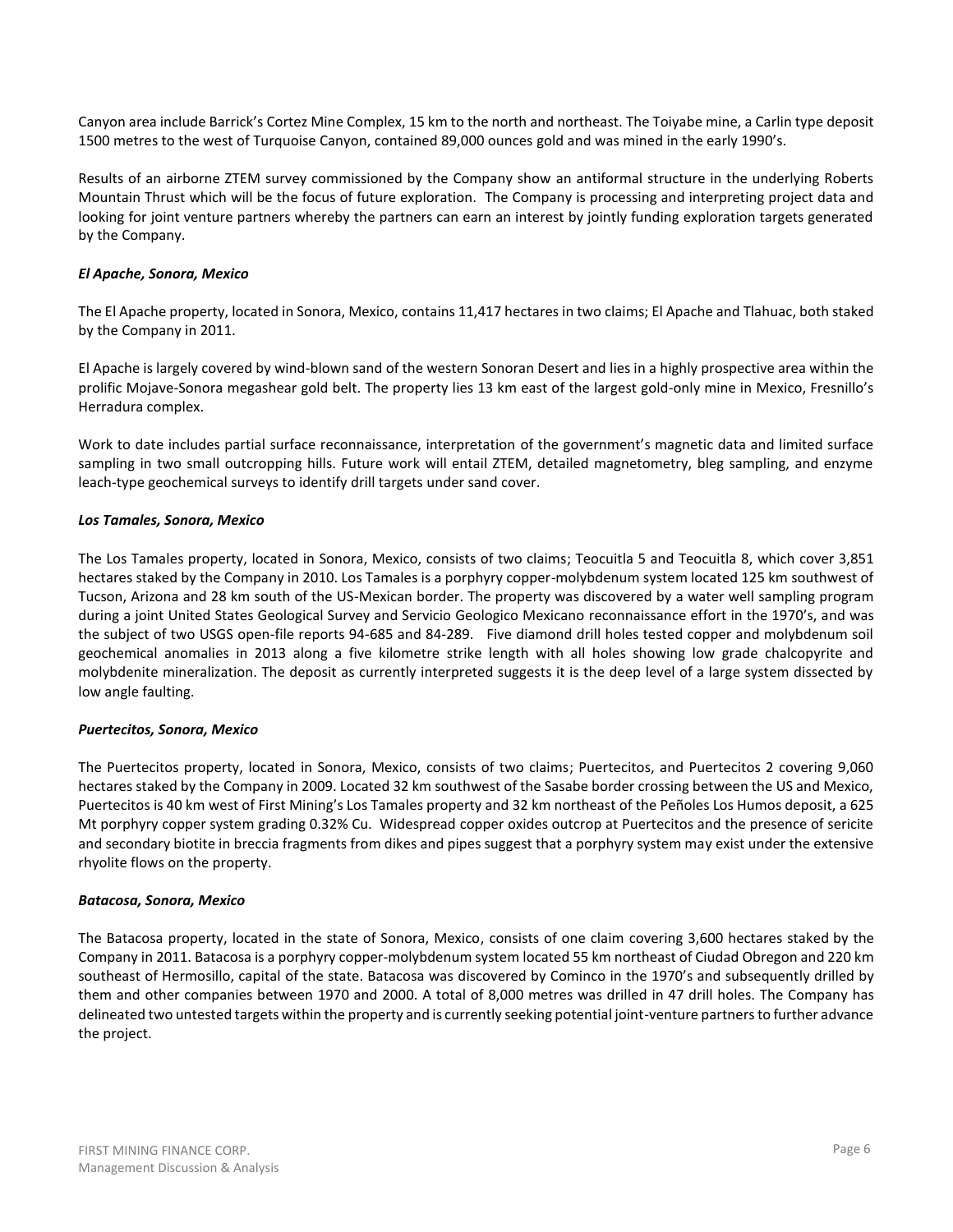Canyon area include Barrick's Cortez Mine Complex, 15 km to the north and northeast. The Toiyabe mine, a Carlin type deposit 1500 metres to the west of Turquoise Canyon, contained 89,000 ounces gold and was mined in the early 1990's.

Results of an airborne ZTEM survey commissioned by the Company show an antiformal structure in the underlying Roberts Mountain Thrust which will be the focus of future exploration. The Company is processing and interpreting project data and looking for joint venture partners whereby the partners can earn an interest by jointly funding exploration targets generated by the Company.

***El Apache, Sonora, Mexico***

The El Apache property, located in Sonora, Mexico, contains 11,417 hectares in two claims; El Apache and Tlahuac, both staked by the Company in 2011.

El Apache is largely covered by wind-blown sand of the western Sonoran Desert and lies in a highly prospective area within the prolific Mojave-Sonora megashear gold belt. The property lies 13 km east of the largest gold-only mine in Mexico, Fresnillo's Herradura complex.

Work to date includes partial surface reconnaissance, interpretation of the government's magnetic data and limited surface sampling in two small outcropping hills. Future work will entail ZTEM, detailed magnetometry, bleg sampling, and enzyme leach-type geochemical surveys to identify drill targets under sand cover.

***Los Tamales, Sonora, Mexico***

The Los Tamales property, located in Sonora, Mexico, consists of two claims; Teocuitla 5 and Teocuitla 8, which cover 3,851 hectares staked by the Company in 2010. Los Tamales is a porphyry copper-molybdenum system located 125 km southwest of Tucson, Arizona and 28 km south of the US-Mexican border. The property was discovered by a water well sampling program during a joint United States Geological Survey and Servicio Geologico Mexicano reconnaissance effort in the 1970's, and was the subject of two USGS open-file reports 94-685 and 84-289. Five diamond drill holes tested copper and molybdenum soil geochemical anomalies in 2013 along a five kilometre strike length with all holes showing low grade chalcopyrite and molybdenite mineralization. The deposit as currently interpreted suggests it is the deep level of a large system dissected by low angle faulting.

***Puertecitos, Sonora, Mexico***

The Puertecitos property, located in Sonora, Mexico, consists of two claims; Puertecitos, and Puertecitos 2 covering 9,060 hectares staked by the Company in 2009. Located 32 km southwest of the Sasabe border crossing between the US and Mexico, Puertecitos is 40 km west of First Mining's Los Tamales property and 32 km northeast of the Peñoles Los Humos deposit, a 625 Mt porphyry copper system grading 0.32% Cu. Widespread copper oxides outcrop at Puertecitos and the presence of sericite and secondary biotite in breccia fragments from dikes and pipes suggest that a porphyry system may exist under the extensive rhyolite flows on the property.

***Batacosa, Sonora, Mexico***

The Batacosa property, located in the state of Sonora, Mexico, consists of one claim covering 3,600 hectares staked by the Company in 2011. Batacosa is a porphyry copper-molybdenum system located 55 km northeast of Ciudad Obregon and 220 km southeast of Hermosillo, capital of the state. Batacosa was discovered by Cominco in the 1970's and subsequently drilled by them and other companies between 1970 and 2000. A total of 8,000 metres was drilled in 47 drill holes. The Company has delineated two untested targets within the property and is currently seeking potential joint-venture partners to further advance the project.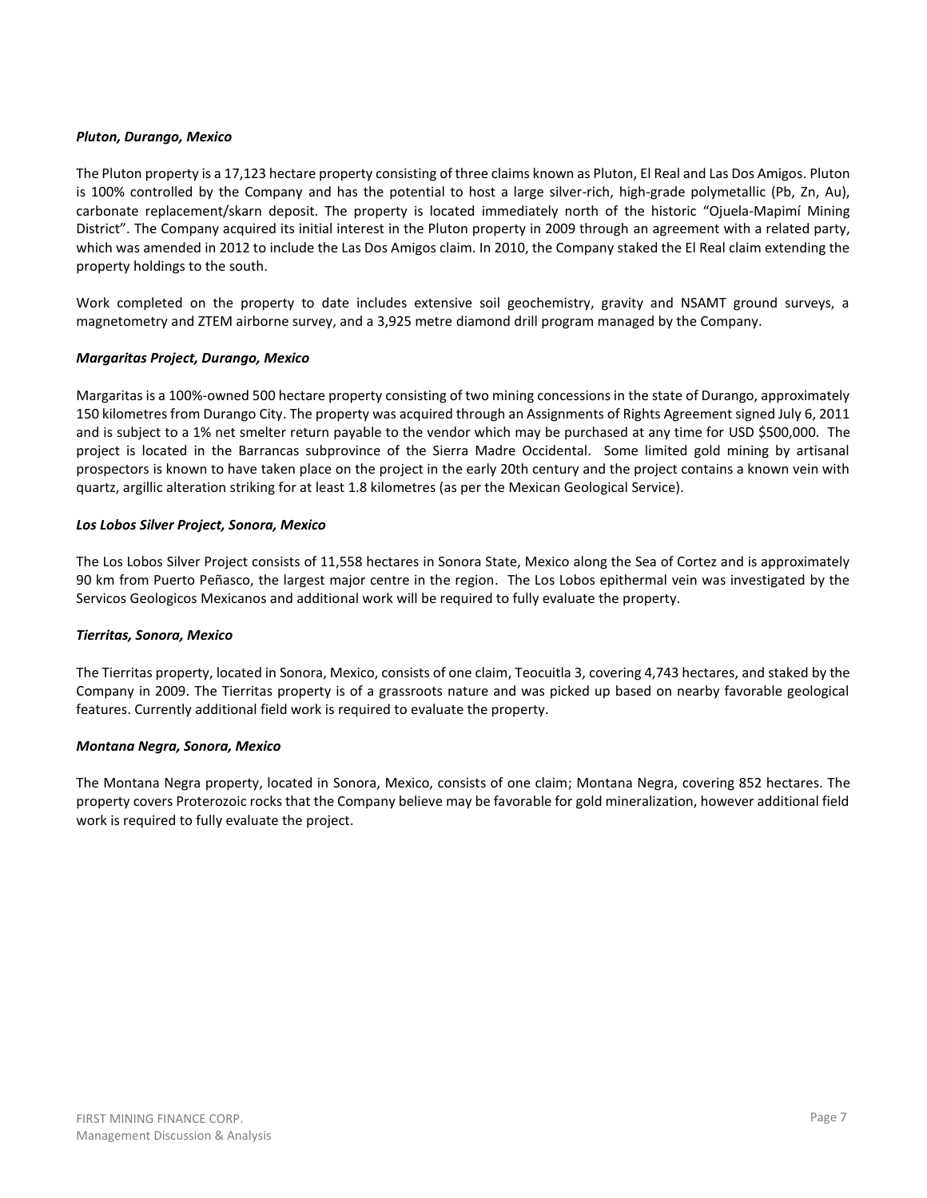***Pluton, Durango, Mexico***

The Pluton property is a 17,123 hectare property consisting of three claims known as Pluton, El Real and Las Dos Amigos. Pluton is 100% controlled by the Company and has the potential to host a large silver-rich, high-grade polymetallic (Pb, Zn, Au), carbonate replacement/skarn deposit. The property is located immediately north of the historic "Ojuela-Mapimí Mining District". The Company acquired its initial interest in the Pluton property in 2009 through an agreement with a related party, which was amended in 2012 to include the Las Dos Amigos claim. In 2010, the Company staked the El Real claim extending the property holdings to the south.

Work completed on the property to date includes extensive soil geochemistry, gravity and NSAMT ground surveys, a magnetometry and ZTEM airborne survey, and a 3,925 metre diamond drill program managed by the Company.

***Margaritas Project, Durango, Mexico***

Margaritas is a 100%-owned 500 hectare property consisting of two mining concessions in the state of Durango, approximately 150 kilometres from Durango City. The property was acquired through an Assignments of Rights Agreement signed July 6, 2011 and is subject to a 1% net smelter return payable to the vendor which may be purchased at any time for USD $500,000. The project is located in the Barrancas subprovince of the Sierra Madre Occidental. Some limited gold mining by artisanal prospectors is known to have taken place on the project in the early 20th century and the project contains a known vein with quartz, argillic alteration striking for at least 1.8 kilometres (as per the Mexican Geological Service).

***Los Lobos Silver Project, Sonora, Mexico***

The Los Lobos Silver Project consists of 11,558 hectares in Sonora State, Mexico along the Sea of Cortez and is approximately 90 km from Puerto Peñasco, the largest major centre in the region. The Los Lobos epithermal vein was investigated by the Servicos Geologicos Mexicanos and additional work will be required to fully evaluate the property.

***Tierritas, Sonora, Mexico***

The Tierritas property, located in Sonora, Mexico, consists of one claim, Teocuitla 3, covering 4,743 hectares, and staked by the Company in 2009. The Tierritas property is of a grassroots nature and was picked up based on nearby favorable geological features. Currently additional field work is required to evaluate the property.

***Montana Negra, Sonora, Mexico***

The Montana Negra property, located in Sonora, Mexico, consists of one claim; Montana Negra, covering 852 hectares. The property covers Proterozoic rocks that the Company believe may be favorable for gold mineralization, however additional field work is required to fully evaluate the project.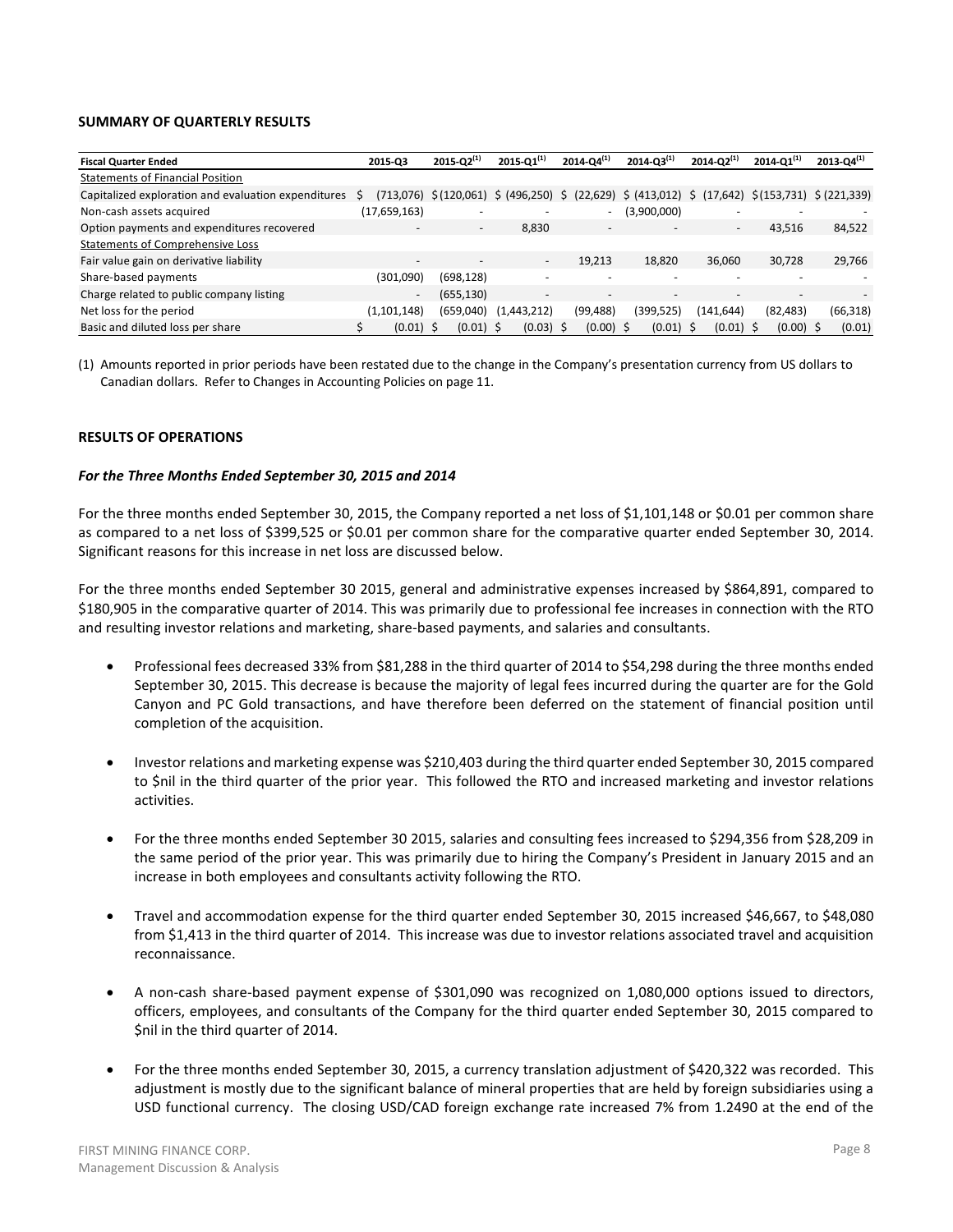**SUMMARY OF QUARTERLY RESULTS**

| Fiscal Quarter Ended | 2015-Q3 | 2015-Q2[(1)] | 2015-Q1[(1)] | 2014-Q4[(1)] | 2014-Q3[(1)] | 2014-Q2[(1)] | 2014-Q1[(1)] | 2013-Q4[(1)] |
|---|---|---|---|---|---|---|---|---|
| Statements of Financial Position | | | | | | | | |
| Capitalized exploration and evaluation expenditures | $ (713,076) | $ (120,061) | $ (496,250) | $ (22,629) | $ (413,012) | $ (17,642) | $ (153,731) | $ (221,339) |
| Non-cash assets acquired | (17,659,163) | - | - | - | (3,900,000) | - | - | - |
| Option payments and expenditures recovered | - | - | 8,830 | - | - | - | 43,516 | 84,522 |
| Statements of Comprehensive Loss | | | | | | | | |
| Fair value gain on derivative liability | - | - | - | 19,213 | 18,820 | 36,060 | 30,728 | 29,766 |
| Share-based payments | (301,090) | (698,128) | - | - | - | - | - | - |
| Charge related to public company listing | - | (655,130) | - | - | - | - | - | - |
| Net loss for the period | (1,101,148) | (659,040) | (1,443,212) | (99,488) | (399,525) | (141,644) | (82,483) | (66,318) |
| Basic and diluted loss per share | $ (0.01) | $ (0.01) | $ (0.03) | $ (0.00) | $ (0.01) | $ (0.01) | $ (0.00) | $ (0.01) |

(1) Amounts reported in prior periods have been restated due to the change in the Company's presentation currency from US dollars to Canadian dollars. Refer to Changes in Accounting Policies on page 11.

**RESULTS OF OPERATIONS**

***For the Three Months Ended September 30, 2015 and 2014***

For the three months ended September 30, 2015, the Company reported a net loss of $1,101,148 or $0.01 per common share as compared to a net loss of $399,525 or $0.01 per common share for the comparative quarter ended September 30, 2014. Significant reasons for this increase in net loss are discussed below.

For the three months ended September 30 2015, general and administrative expenses increased by $864,891, compared to $180,905 in the comparative quarter of 2014. This was primarily due to professional fee increases in connection with the RTO and resulting investor relations and marketing, share-based payments, and salaries and consultants.

- Professional fees decreased 33% from $81,288 in the third quarter of 2014 to $54,298 during the three months ended September 30, 2015. This decrease is because the majority of legal fees incurred during the quarter are for the Gold Canyon and PC Gold transactions, and have therefore been deferred on the statement of financial position until completion of the acquisition.

- Investor relations and marketing expense was $210,403 during the third quarter ended September 30, 2015 compared to $nil in the third quarter of the prior year. This followed the RTO and increased marketing and investor relations activities.

- For the three months ended September 30 2015, salaries and consulting fees increased to $294,356 from $28,209 in the same period of the prior year. This was primarily due to hiring the Company's President in January 2015 and an increase in both employees and consultants activity following the RTO.

- Travel and accommodation expense for the third quarter ended September 30, 2015 increased $46,667, to $48,080 from $1,413 in the third quarter of 2014. This increase was due to investor relations associated travel and acquisition reconnaissance.

- A non-cash share-based payment expense of $301,090 was recognized on 1,080,000 options issued to directors, officers, employees, and consultants of the Company for the third quarter ended September 30, 2015 compared to $nil in the third quarter of 2014.

- For the three months ended September 30, 2015, a currency translation adjustment of $420,322 was recorded. This adjustment is mostly due to the significant balance of mineral properties that are held by foreign subsidiaries using a USD functional currency. The closing USD/CAD foreign exchange rate increased 7% from 1.2490 at the end of the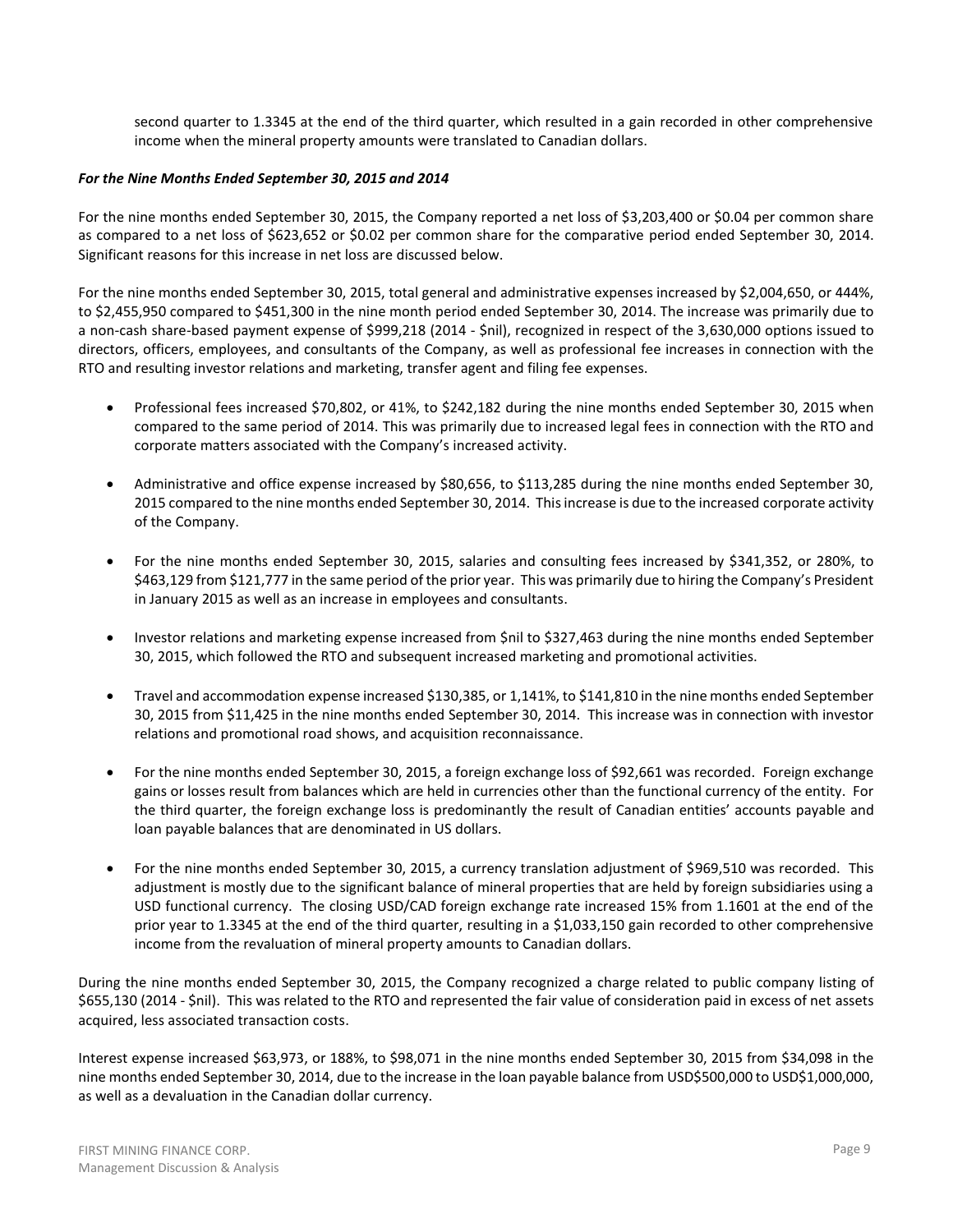second quarter to 1.3345 at the end of the third quarter, which resulted in a gain recorded in other comprehensive income when the mineral property amounts were translated to Canadian dollars.

***For the Nine Months Ended September 30, 2015 and 2014***

For the nine months ended September 30, 2015, the Company reported a net loss of $3,203,400 or $0.04 per common share as compared to a net loss of $623,652 or $0.02 per common share for the comparative period ended September 30, 2014. Significant reasons for this increase in net loss are discussed below.

For the nine months ended September 30, 2015, total general and administrative expenses increased by $2,004,650, or 444%, to $2,455,950 compared to $451,300 in the nine month period ended September 30, 2014. The increase was primarily due to a non-cash share-based payment expense of $999,218 (2014 - $nil), recognized in respect of the 3,630,000 options issued to directors, officers, employees, and consultants of the Company, as well as professional fee increases in connection with the RTO and resulting investor relations and marketing, transfer agent and filing fee expenses.

- Professional fees increased $70,802, or 41%, to $242,182 during the nine months ended September 30, 2015 when compared to the same period of 2014. This was primarily due to increased legal fees in connection with the RTO and corporate matters associated with the Company's increased activity.
- Administrative and office expense increased by $80,656, to $113,285 during the nine months ended September 30, 2015 compared to the nine months ended September 30, 2014. This increase is due to the increased corporate activity of the Company.
- For the nine months ended September 30, 2015, salaries and consulting fees increased by $341,352, or 280%, to $463,129 from $121,777 in the same period of the prior year. This was primarily due to hiring the Company's President in January 2015 as well as an increase in employees and consultants.
- Investor relations and marketing expense increased from $nil to $327,463 during the nine months ended September 30, 2015, which followed the RTO and subsequent increased marketing and promotional activities.
- Travel and accommodation expense increased $130,385, or 1,141%, to $141,810 in the nine months ended September 30, 2015 from $11,425 in the nine months ended September 30, 2014. This increase was in connection with investor relations and promotional road shows, and acquisition reconnaissance.
- For the nine months ended September 30, 2015, a foreign exchange loss of $92,661 was recorded. Foreign exchange gains or losses result from balances which are held in currencies other than the functional currency of the entity. For the third quarter, the foreign exchange loss is predominantly the result of Canadian entities' accounts payable and loan payable balances that are denominated in US dollars.
- For the nine months ended September 30, 2015, a currency translation adjustment of $969,510 was recorded. This adjustment is mostly due to the significant balance of mineral properties that are held by foreign subsidiaries using a USD functional currency. The closing USD/CAD foreign exchange rate increased 15% from 1.1601 at the end of the prior year to 1.3345 at the end of the third quarter, resulting in a $1,033,150 gain recorded to other comprehensive income from the revaluation of mineral property amounts to Canadian dollars.

During the nine months ended September 30, 2015, the Company recognized a charge related to public company listing of $655,130 (2014 - $nil). This was related to the RTO and represented the fair value of consideration paid in excess of net assets acquired, less associated transaction costs.

Interest expense increased $63,973, or 188%, to $98,071 in the nine months ended September 30, 2015 from $34,098 in the nine months ended September 30, 2014, due to the increase in the loan payable balance from USD$500,000 to USD$1,000,000, as well as a devaluation in the Canadian dollar currency.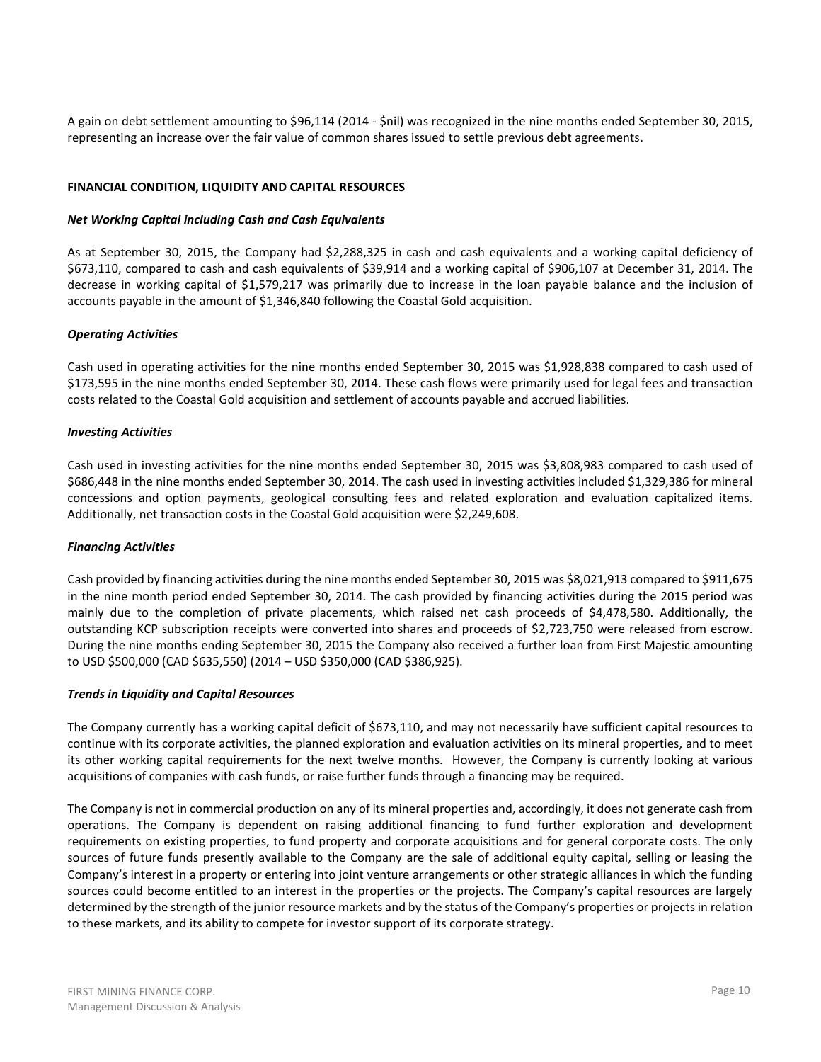A gain on debt settlement amounting to $96,114 (2014 - $nil) was recognized in the nine months ended September 30, 2015, representing an increase over the fair value of common shares issued to settle previous debt agreements.

## FINANCIAL CONDITION, LIQUIDITY AND CAPITAL RESOURCES

### *Net Working Capital including Cash and Cash Equivalents*

As at September 30, 2015, the Company had $2,288,325 in cash and cash equivalents and a working capital deficiency of $673,110, compared to cash and cash equivalents of $39,914 and a working capital of $906,107 at December 31, 2014. The decrease in working capital of $1,579,217 was primarily due to increase in the loan payable balance and the inclusion of accounts payable in the amount of $1,346,840 following the Coastal Gold acquisition.

### *Operating Activities*

Cash used in operating activities for the nine months ended September 30, 2015 was $1,928,838 compared to cash used of $173,595 in the nine months ended September 30, 2014. These cash flows were primarily used for legal fees and transaction costs related to the Coastal Gold acquisition and settlement of accounts payable and accrued liabilities.

### *Investing Activities*

Cash used in investing activities for the nine months ended September 30, 2015 was $3,808,983 compared to cash used of $686,448 in the nine months ended September 30, 2014. The cash used in investing activities included $1,329,386 for mineral concessions and option payments, geological consulting fees and related exploration and evaluation capitalized items. Additionally, net transaction costs in the Coastal Gold acquisition were $2,249,608.

### *Financing Activities*

Cash provided by financing activities during the nine months ended September 30, 2015 was $8,021,913 compared to $911,675 in the nine month period ended September 30, 2014. The cash provided by financing activities during the 2015 period was mainly due to the completion of private placements, which raised net cash proceeds of $4,478,580. Additionally, the outstanding KCP subscription receipts were converted into shares and proceeds of $2,723,750 were released from escrow. During the nine months ending September 30, 2015 the Company also received a further loan from First Majestic amounting to USD $500,000 (CAD $635,550) (2014 – USD $350,000 (CAD $386,925).

### *Trends in Liquidity and Capital Resources*

The Company currently has a working capital deficit of $673,110, and may not necessarily have sufficient capital resources to continue with its corporate activities, the planned exploration and evaluation activities on its mineral properties, and to meet its other working capital requirements for the next twelve months. However, the Company is currently looking at various acquisitions of companies with cash funds, or raise further funds through a financing may be required.

The Company is not in commercial production on any of its mineral properties and, accordingly, it does not generate cash from operations. The Company is dependent on raising additional financing to fund further exploration and development requirements on existing properties, to fund property and corporate acquisitions and for general corporate costs. The only sources of future funds presently available to the Company are the sale of additional equity capital, selling or leasing the Company's interest in a property or entering into joint venture arrangements or other strategic alliances in which the funding sources could become entitled to an interest in the properties or the projects. The Company's capital resources are largely determined by the strength of the junior resource markets and by the status of the Company's properties or projects in relation to these markets, and its ability to compete for investor support of its corporate strategy.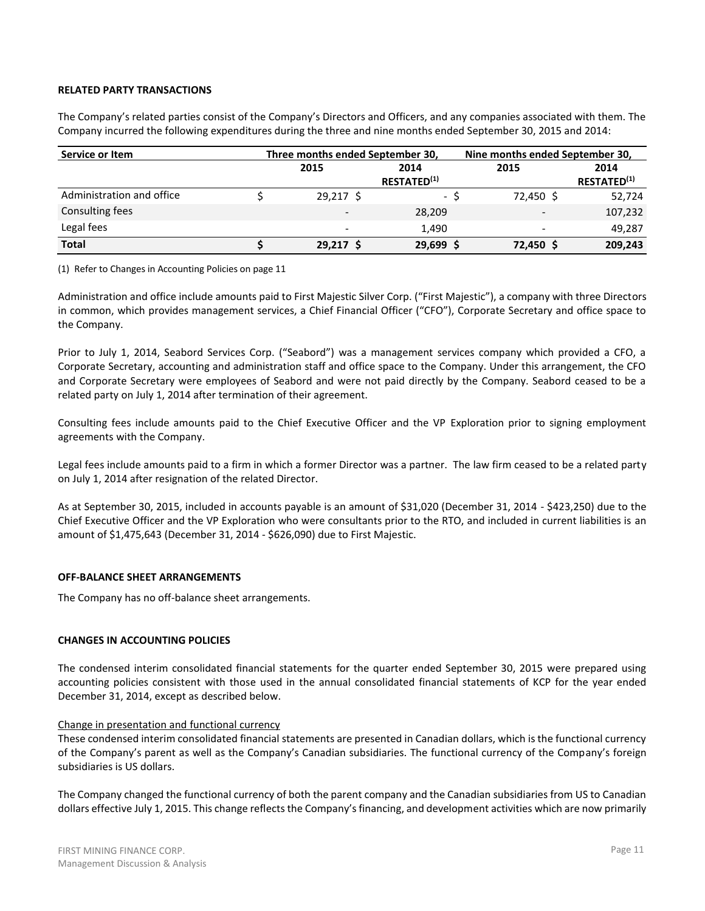**RELATED PARTY TRANSACTIONS**

The Company's related parties consist of the Company's Directors and Officers, and any companies associated with them. The Company incurred the following expenditures during the three and nine months ended September 30, 2015 and 2014:

| Service or Item | Three months ended September 30, | | Nine months ended September 30, | |
|---|---|---|---|---|
| | 2015 | 2014 RESTATED[(1)] | 2015 | 2014 RESTATED[(1)] |
| Administration and office | $ 29,217 | $ - | $ 72,450 | $ 52,724 |
| Consulting fees | - | 28,209 | - | 107,232 |
| Legal fees | - | 1,490 | - | 49,287 |
| **Total** | **$ 29,217** | **$ 29,699** | **$ 72,450** | **$ 209,243** |

(1) Refer to Changes in Accounting Policies on page 11

Administration and office include amounts paid to First Majestic Silver Corp. ("First Majestic"), a company with three Directors in common, which provides management services, a Chief Financial Officer ("CFO"), Corporate Secretary and office space to the Company.

Prior to July 1, 2014, Seabord Services Corp. ("Seabord") was a management services company which provided a CFO, a Corporate Secretary, accounting and administration staff and office space to the Company. Under this arrangement, the CFO and Corporate Secretary were employees of Seabord and were not paid directly by the Company. Seabord ceased to be a related party on July 1, 2014 after termination of their agreement.

Consulting fees include amounts paid to the Chief Executive Officer and the VP Exploration prior to signing employment agreements with the Company.

Legal fees include amounts paid to a firm in which a former Director was a partner. The law firm ceased to be a related party on July 1, 2014 after resignation of the related Director.

As at September 30, 2015, included in accounts payable is an amount of $31,020 (December 31, 2014 - $423,250) due to the Chief Executive Officer and the VP Exploration who were consultants prior to the RTO, and included in current liabilities is an amount of $1,475,643 (December 31, 2014 - $626,090) due to First Majestic.

**OFF-BALANCE SHEET ARRANGEMENTS**

The Company has no off-balance sheet arrangements.

**CHANGES IN ACCOUNTING POLICIES**

The condensed interim consolidated financial statements for the quarter ended September 30, 2015 were prepared using accounting policies consistent with those used in the annual consolidated financial statements of KCP for the year ended December 31, 2014, except as described below.

Change in presentation and functional currency

These condensed interim consolidated financial statements are presented in Canadian dollars, which is the functional currency of the Company's parent as well as the Company's Canadian subsidiaries. The functional currency of the Company's foreign subsidiaries is US dollars.

The Company changed the functional currency of both the parent company and the Canadian subsidiaries from US to Canadian dollars effective July 1, 2015. This change reflects the Company's financing, and development activities which are now primarily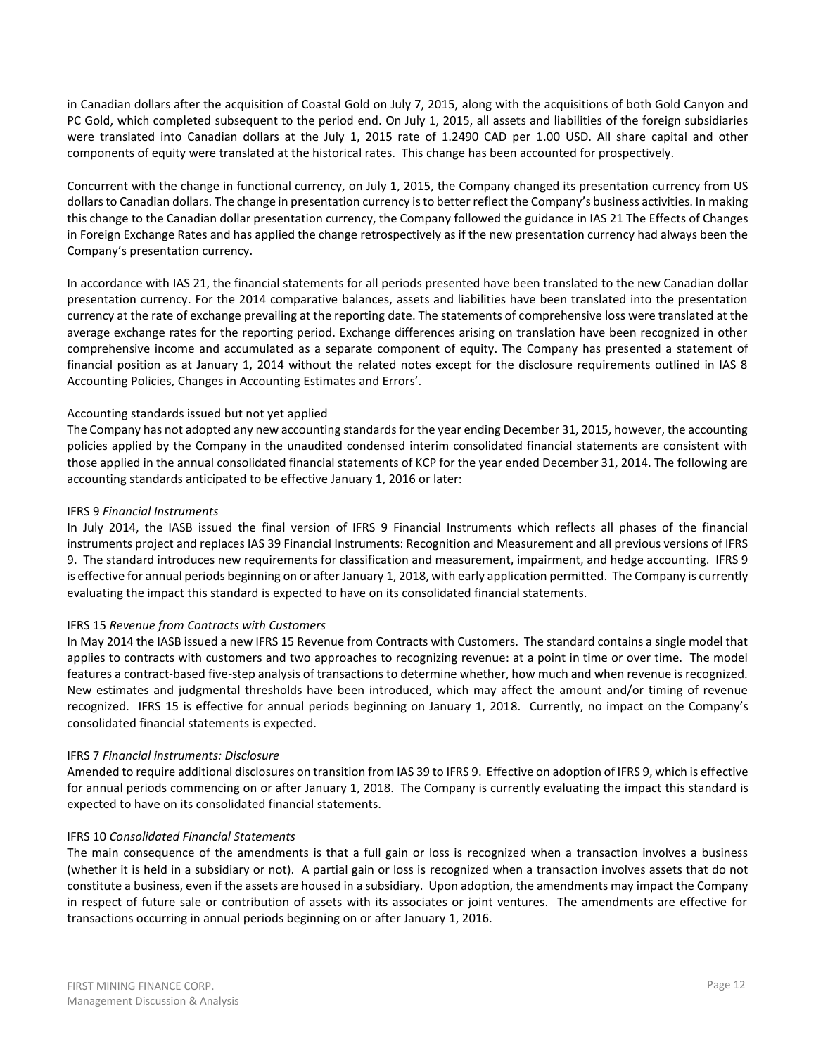in Canadian dollars after the acquisition of Coastal Gold on July 7, 2015, along with the acquisitions of both Gold Canyon and PC Gold, which completed subsequent to the period end. On July 1, 2015, all assets and liabilities of the foreign subsidiaries were translated into Canadian dollars at the July 1, 2015 rate of 1.2490 CAD per 1.00 USD. All share capital and other components of equity were translated at the historical rates. This change has been accounted for prospectively.

Concurrent with the change in functional currency, on July 1, 2015, the Company changed its presentation currency from US dollars to Canadian dollars. The change in presentation currency is to better reflect the Company's business activities. In making this change to the Canadian dollar presentation currency, the Company followed the guidance in IAS 21 The Effects of Changes in Foreign Exchange Rates and has applied the change retrospectively as if the new presentation currency had always been the Company's presentation currency.

In accordance with IAS 21, the financial statements for all periods presented have been translated to the new Canadian dollar presentation currency. For the 2014 comparative balances, assets and liabilities have been translated into the presentation currency at the rate of exchange prevailing at the reporting date. The statements of comprehensive loss were translated at the average exchange rates for the reporting period. Exchange differences arising on translation have been recognized in other comprehensive income and accumulated as a separate component of equity. The Company has presented a statement of financial position as at January 1, 2014 without the related notes except for the disclosure requirements outlined in IAS 8 Accounting Policies, Changes in Accounting Estimates and Errors'.

Accounting standards issued but not yet applied

The Company has not adopted any new accounting standards for the year ending December 31, 2015, however, the accounting policies applied by the Company in the unaudited condensed interim consolidated financial statements are consistent with those applied in the annual consolidated financial statements of KCP for the year ended December 31, 2014. The following are accounting standards anticipated to be effective January 1, 2016 or later:

IFRS 9 *Financial Instruments*

In July 2014, the IASB issued the final version of IFRS 9 Financial Instruments which reflects all phases of the financial instruments project and replaces IAS 39 Financial Instruments: Recognition and Measurement and all previous versions of IFRS 9. The standard introduces new requirements for classification and measurement, impairment, and hedge accounting. IFRS 9 is effective for annual periods beginning on or after January 1, 2018, with early application permitted. The Company is currently evaluating the impact this standard is expected to have on its consolidated financial statements.

IFRS 15 *Revenue from Contracts with Customers*

In May 2014 the IASB issued a new IFRS 15 Revenue from Contracts with Customers. The standard contains a single model that applies to contracts with customers and two approaches to recognizing revenue: at a point in time or over time. The model features a contract-based five-step analysis of transactions to determine whether, how much and when revenue is recognized. New estimates and judgmental thresholds have been introduced, which may affect the amount and/or timing of revenue recognized. IFRS 15 is effective for annual periods beginning on January 1, 2018. Currently, no impact on the Company's consolidated financial statements is expected.

IFRS 7 *Financial instruments: Disclosure*

Amended to require additional disclosures on transition from IAS 39 to IFRS 9. Effective on adoption of IFRS 9, which is effective for annual periods commencing on or after January 1, 2018. The Company is currently evaluating the impact this standard is expected to have on its consolidated financial statements.

IFRS 10 *Consolidated Financial Statements*

The main consequence of the amendments is that a full gain or loss is recognized when a transaction involves a business (whether it is held in a subsidiary or not). A partial gain or loss is recognized when a transaction involves assets that do not constitute a business, even if the assets are housed in a subsidiary. Upon adoption, the amendments may impact the Company in respect of future sale or contribution of assets with its associates or joint ventures. The amendments are effective for transactions occurring in annual periods beginning on or after January 1, 2016.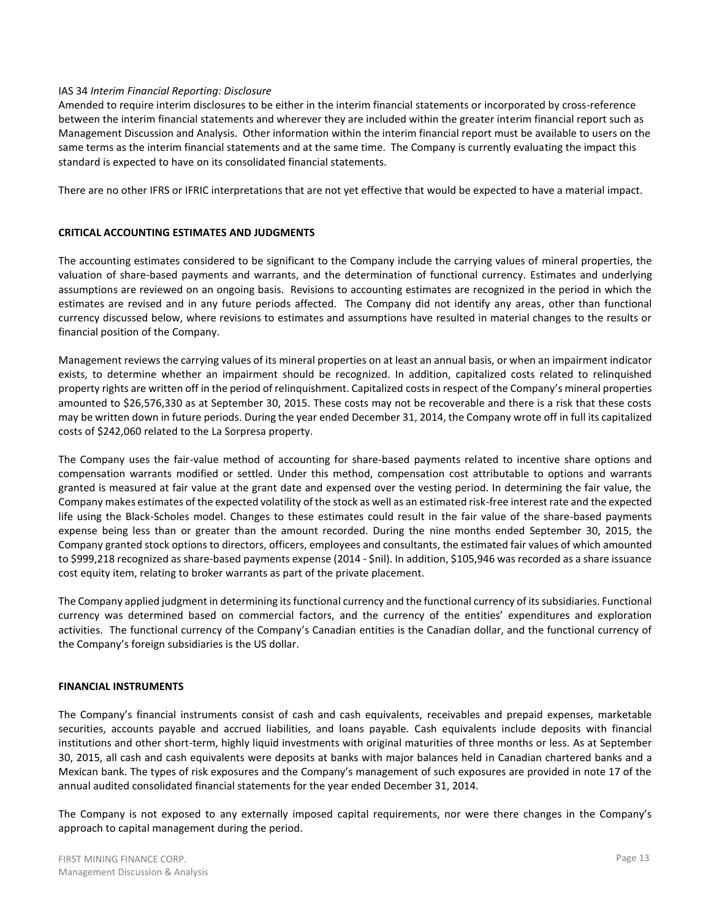IAS 34 *Interim Financial Reporting: Disclosure*
Amended to require interim disclosures to be either in the interim financial statements or incorporated by cross-reference between the interim financial statements and wherever they are included within the greater interim financial report such as Management Discussion and Analysis. Other information within the interim financial report must be available to users on the same terms as the interim financial statements and at the same time. The Company is currently evaluating the impact this standard is expected to have on its consolidated financial statements.

There are no other IFRS or IFRIC interpretations that are not yet effective that would be expected to have a material impact.

## CRITICAL ACCOUNTING ESTIMATES AND JUDGMENTS

The accounting estimates considered to be significant to the Company include the carrying values of mineral properties, the valuation of share-based payments and warrants, and the determination of functional currency. Estimates and underlying assumptions are reviewed on an ongoing basis. Revisions to accounting estimates are recognized in the period in which the estimates are revised and in any future periods affected. The Company did not identify any areas, other than functional currency discussed below, where revisions to estimates and assumptions have resulted in material changes to the results or financial position of the Company.

Management reviews the carrying values of its mineral properties on at least an annual basis, or when an impairment indicator exists, to determine whether an impairment should be recognized. In addition, capitalized costs related to relinquished property rights are written off in the period of relinquishment. Capitalized costs in respect of the Company's mineral properties amounted to $26,576,330 as at September 30, 2015. These costs may not be recoverable and there is a risk that these costs may be written down in future periods. During the year ended December 31, 2014, the Company wrote off in full its capitalized costs of $242,060 related to the La Sorpresa property.

The Company uses the fair-value method of accounting for share-based payments related to incentive share options and compensation warrants modified or settled. Under this method, compensation cost attributable to options and warrants granted is measured at fair value at the grant date and expensed over the vesting period. In determining the fair value, the Company makes estimates of the expected volatility of the stock as well as an estimated risk-free interest rate and the expected life using the Black-Scholes model. Changes to these estimates could result in the fair value of the share-based payments expense being less than or greater than the amount recorded. During the nine months ended September 30, 2015, the Company granted stock options to directors, officers, employees and consultants, the estimated fair values of which amounted to $999,218 recognized as share-based payments expense (2014 - $nil). In addition, $105,946 was recorded as a share issuance cost equity item, relating to broker warrants as part of the private placement.

The Company applied judgment in determining its functional currency and the functional currency of its subsidiaries. Functional currency was determined based on commercial factors, and the currency of the entities' expenditures and exploration activities. The functional currency of the Company's Canadian entities is the Canadian dollar, and the functional currency of the Company's foreign subsidiaries is the US dollar.

## FINANCIAL INSTRUMENTS

The Company's financial instruments consist of cash and cash equivalents, receivables and prepaid expenses, marketable securities, accounts payable and accrued liabilities, and loans payable. Cash equivalents include deposits with financial institutions and other short-term, highly liquid investments with original maturities of three months or less. As at September 30, 2015, all cash and cash equivalents were deposits at banks with major balances held in Canadian chartered banks and a Mexican bank. The types of risk exposures and the Company's management of such exposures are provided in note 17 of the annual audited consolidated financial statements for the year ended December 31, 2014.

The Company is not exposed to any externally imposed capital requirements, nor were there changes in the Company's approach to capital management during the period.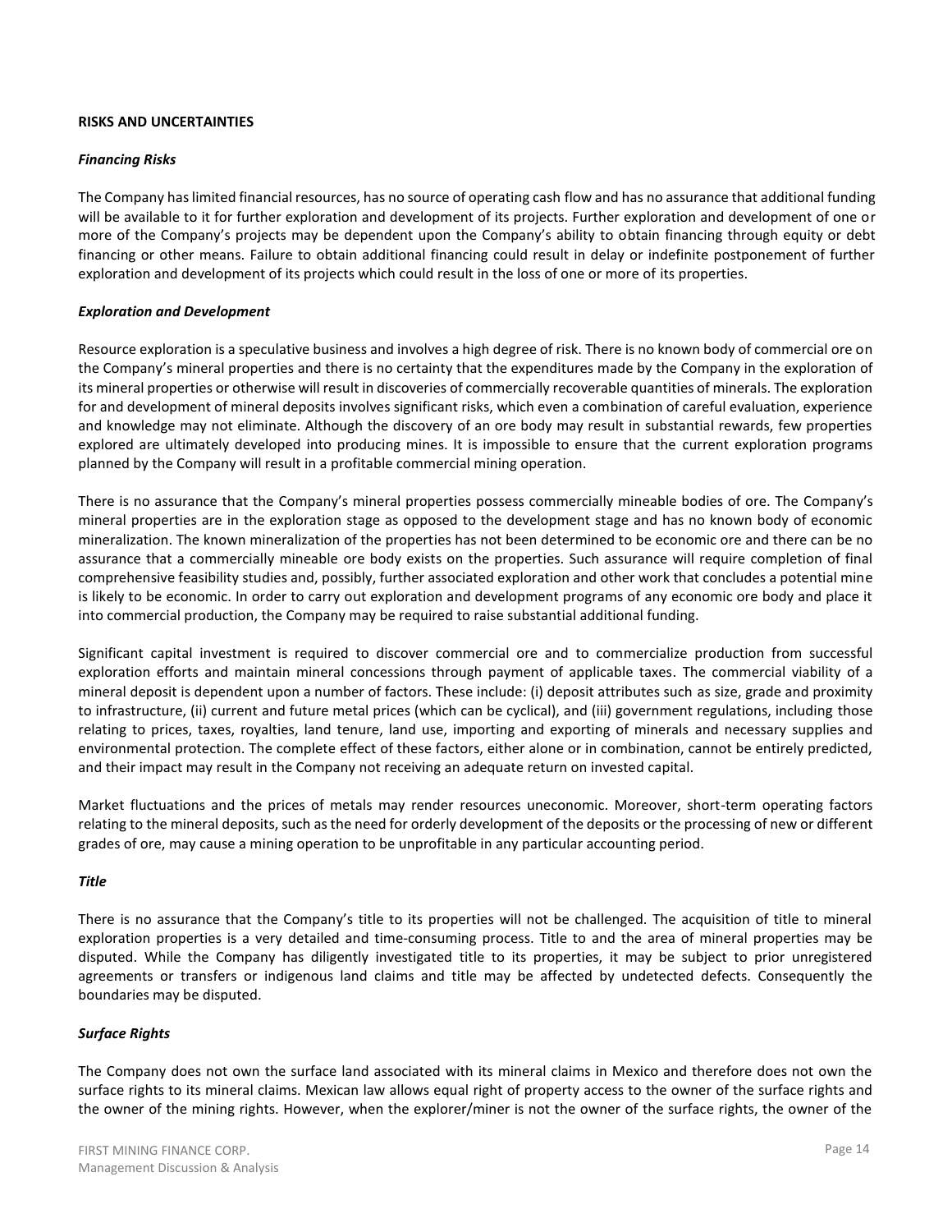## RISKS AND UNCERTAINTIES

### *Financing Risks*

The Company has limited financial resources, has no source of operating cash flow and has no assurance that additional funding will be available to it for further exploration and development of its projects. Further exploration and development of one or more of the Company's projects may be dependent upon the Company's ability to obtain financing through equity or debt financing or other means. Failure to obtain additional financing could result in delay or indefinite postponement of further exploration and development of its projects which could result in the loss of one or more of its properties.

### *Exploration and Development*

Resource exploration is a speculative business and involves a high degree of risk. There is no known body of commercial ore on the Company's mineral properties and there is no certainty that the expenditures made by the Company in the exploration of its mineral properties or otherwise will result in discoveries of commercially recoverable quantities of minerals. The exploration for and development of mineral deposits involves significant risks, which even a combination of careful evaluation, experience and knowledge may not eliminate. Although the discovery of an ore body may result in substantial rewards, few properties explored are ultimately developed into producing mines. It is impossible to ensure that the current exploration programs planned by the Company will result in a profitable commercial mining operation.

There is no assurance that the Company's mineral properties possess commercially mineable bodies of ore. The Company's mineral properties are in the exploration stage as opposed to the development stage and has no known body of economic mineralization. The known mineralization of the properties has not been determined to be economic ore and there can be no assurance that a commercially mineable ore body exists on the properties. Such assurance will require completion of final comprehensive feasibility studies and, possibly, further associated exploration and other work that concludes a potential mine is likely to be economic. In order to carry out exploration and development programs of any economic ore body and place it into commercial production, the Company may be required to raise substantial additional funding.

Significant capital investment is required to discover commercial ore and to commercialize production from successful exploration efforts and maintain mineral concessions through payment of applicable taxes. The commercial viability of a mineral deposit is dependent upon a number of factors. These include: (i) deposit attributes such as size, grade and proximity to infrastructure, (ii) current and future metal prices (which can be cyclical), and (iii) government regulations, including those relating to prices, taxes, royalties, land tenure, land use, importing and exporting of minerals and necessary supplies and environmental protection. The complete effect of these factors, either alone or in combination, cannot be entirely predicted, and their impact may result in the Company not receiving an adequate return on invested capital.

Market fluctuations and the prices of metals may render resources uneconomic. Moreover, short-term operating factors relating to the mineral deposits, such as the need for orderly development of the deposits or the processing of new or different grades of ore, may cause a mining operation to be unprofitable in any particular accounting period.

### *Title*

There is no assurance that the Company's title to its properties will not be challenged. The acquisition of title to mineral exploration properties is a very detailed and time-consuming process. Title to and the area of mineral properties may be disputed. While the Company has diligently investigated title to its properties, it may be subject to prior unregistered agreements or transfers or indigenous land claims and title may be affected by undetected defects. Consequently the boundaries may be disputed.

### *Surface Rights*

The Company does not own the surface land associated with its mineral claims in Mexico and therefore does not own the surface rights to its mineral claims. Mexican law allows equal right of property access to the owner of the surface rights and the owner of the mining rights. However, when the explorer/miner is not the owner of the surface rights, the owner of the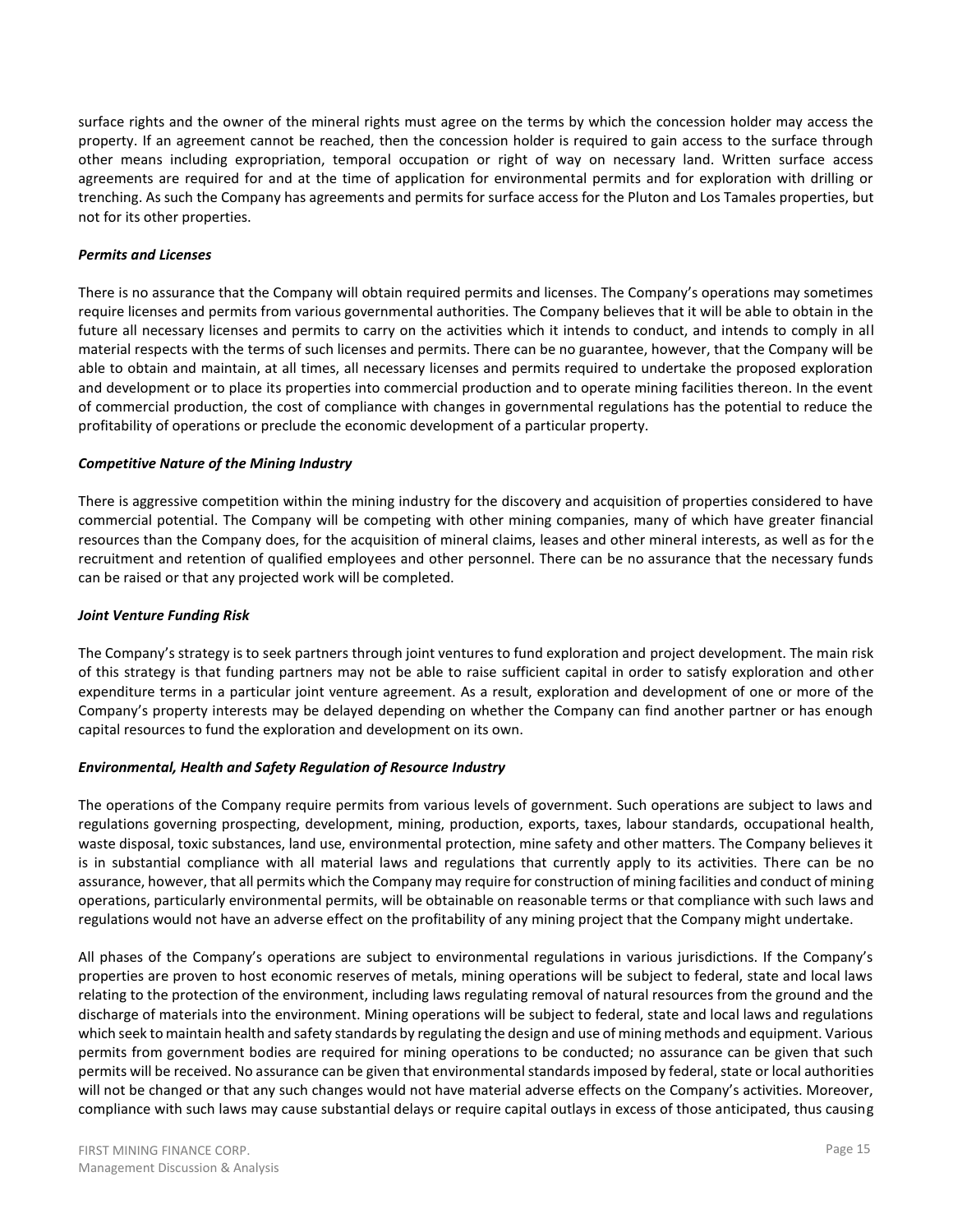surface rights and the owner of the mineral rights must agree on the terms by which the concession holder may access the property. If an agreement cannot be reached, then the concession holder is required to gain access to the surface through other means including expropriation, temporal occupation or right of way on necessary land. Written surface access agreements are required for and at the time of application for environmental permits and for exploration with drilling or trenching. As such the Company has agreements and permits for surface access for the Pluton and Los Tamales properties, but not for its other properties.

***Permits and Licenses***

There is no assurance that the Company will obtain required permits and licenses. The Company's operations may sometimes require licenses and permits from various governmental authorities. The Company believes that it will be able to obtain in the future all necessary licenses and permits to carry on the activities which it intends to conduct, and intends to comply in all material respects with the terms of such licenses and permits. There can be no guarantee, however, that the Company will be able to obtain and maintain, at all times, all necessary licenses and permits required to undertake the proposed exploration and development or to place its properties into commercial production and to operate mining facilities thereon. In the event of commercial production, the cost of compliance with changes in governmental regulations has the potential to reduce the profitability of operations or preclude the economic development of a particular property.

***Competitive Nature of the Mining Industry***

There is aggressive competition within the mining industry for the discovery and acquisition of properties considered to have commercial potential. The Company will be competing with other mining companies, many of which have greater financial resources than the Company does, for the acquisition of mineral claims, leases and other mineral interests, as well as for the recruitment and retention of qualified employees and other personnel. There can be no assurance that the necessary funds can be raised or that any projected work will be completed.

***Joint Venture Funding Risk***

The Company's strategy is to seek partners through joint ventures to fund exploration and project development. The main risk of this strategy is that funding partners may not be able to raise sufficient capital in order to satisfy exploration and other expenditure terms in a particular joint venture agreement. As a result, exploration and development of one or more of the Company's property interests may be delayed depending on whether the Company can find another partner or has enough capital resources to fund the exploration and development on its own.

***Environmental, Health and Safety Regulation of Resource Industry***

The operations of the Company require permits from various levels of government. Such operations are subject to laws and regulations governing prospecting, development, mining, production, exports, taxes, labour standards, occupational health, waste disposal, toxic substances, land use, environmental protection, mine safety and other matters. The Company believes it is in substantial compliance with all material laws and regulations that currently apply to its activities. There can be no assurance, however, that all permits which the Company may require for construction of mining facilities and conduct of mining operations, particularly environmental permits, will be obtainable on reasonable terms or that compliance with such laws and regulations would not have an adverse effect on the profitability of any mining project that the Company might undertake.

All phases of the Company's operations are subject to environmental regulations in various jurisdictions. If the Company's properties are proven to host economic reserves of metals, mining operations will be subject to federal, state and local laws relating to the protection of the environment, including laws regulating removal of natural resources from the ground and the discharge of materials into the environment. Mining operations will be subject to federal, state and local laws and regulations which seek to maintain health and safety standards by regulating the design and use of mining methods and equipment. Various permits from government bodies are required for mining operations to be conducted; no assurance can be given that such permits will be received. No assurance can be given that environmental standards imposed by federal, state or local authorities will not be changed or that any such changes would not have material adverse effects on the Company's activities. Moreover, compliance with such laws may cause substantial delays or require capital outlays in excess of those anticipated, thus causing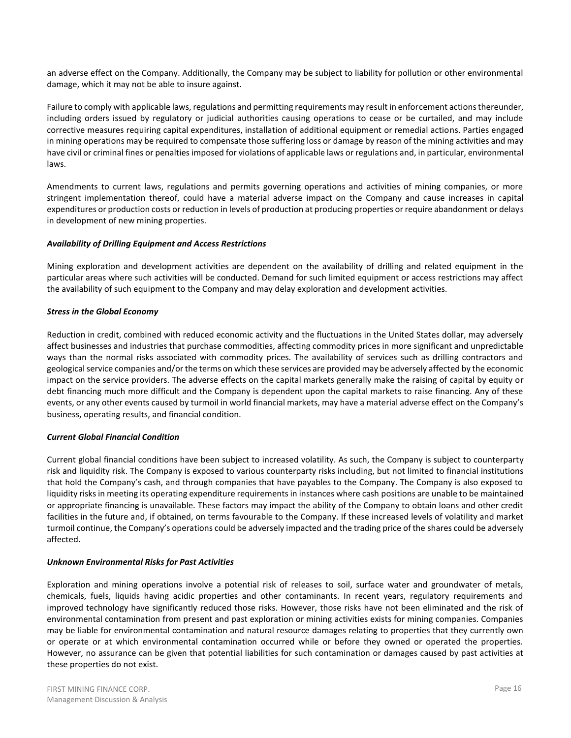an adverse effect on the Company. Additionally, the Company may be subject to liability for pollution or other environmental damage, which it may not be able to insure against.

Failure to comply with applicable laws, regulations and permitting requirements may result in enforcement actions thereunder, including orders issued by regulatory or judicial authorities causing operations to cease or be curtailed, and may include corrective measures requiring capital expenditures, installation of additional equipment or remedial actions. Parties engaged in mining operations may be required to compensate those suffering loss or damage by reason of the mining activities and may have civil or criminal fines or penalties imposed for violations of applicable laws or regulations and, in particular, environmental laws.

Amendments to current laws, regulations and permits governing operations and activities of mining companies, or more stringent implementation thereof, could have a material adverse impact on the Company and cause increases in capital expenditures or production costs or reduction in levels of production at producing properties or require abandonment or delays in development of new mining properties.

***Availability of Drilling Equipment and Access Restrictions***

Mining exploration and development activities are dependent on the availability of drilling and related equipment in the particular areas where such activities will be conducted. Demand for such limited equipment or access restrictions may affect the availability of such equipment to the Company and may delay exploration and development activities.

***Stress in the Global Economy***

Reduction in credit, combined with reduced economic activity and the fluctuations in the United States dollar, may adversely affect businesses and industries that purchase commodities, affecting commodity prices in more significant and unpredictable ways than the normal risks associated with commodity prices. The availability of services such as drilling contractors and geological service companies and/or the terms on which these services are provided may be adversely affected by the economic impact on the service providers. The adverse effects on the capital markets generally make the raising of capital by equity or debt financing much more difficult and the Company is dependent upon the capital markets to raise financing. Any of these events, or any other events caused by turmoil in world financial markets, may have a material adverse effect on the Company's business, operating results, and financial condition.

***Current Global Financial Condition***

Current global financial conditions have been subject to increased volatility. As such, the Company is subject to counterparty risk and liquidity risk. The Company is exposed to various counterparty risks including, but not limited to financial institutions that hold the Company's cash, and through companies that have payables to the Company. The Company is also exposed to liquidity risks in meeting its operating expenditure requirements in instances where cash positions are unable to be maintained or appropriate financing is unavailable. These factors may impact the ability of the Company to obtain loans and other credit facilities in the future and, if obtained, on terms favourable to the Company. If these increased levels of volatility and market turmoil continue, the Company's operations could be adversely impacted and the trading price of the shares could be adversely affected.

***Unknown Environmental Risks for Past Activities***

Exploration and mining operations involve a potential risk of releases to soil, surface water and groundwater of metals, chemicals, fuels, liquids having acidic properties and other contaminants. In recent years, regulatory requirements and improved technology have significantly reduced those risks. However, those risks have not been eliminated and the risk of environmental contamination from present and past exploration or mining activities exists for mining companies. Companies may be liable for environmental contamination and natural resource damages relating to properties that they currently own or operate or at which environmental contamination occurred while or before they owned or operated the properties. However, no assurance can be given that potential liabilities for such contamination or damages caused by past activities at these properties do not exist.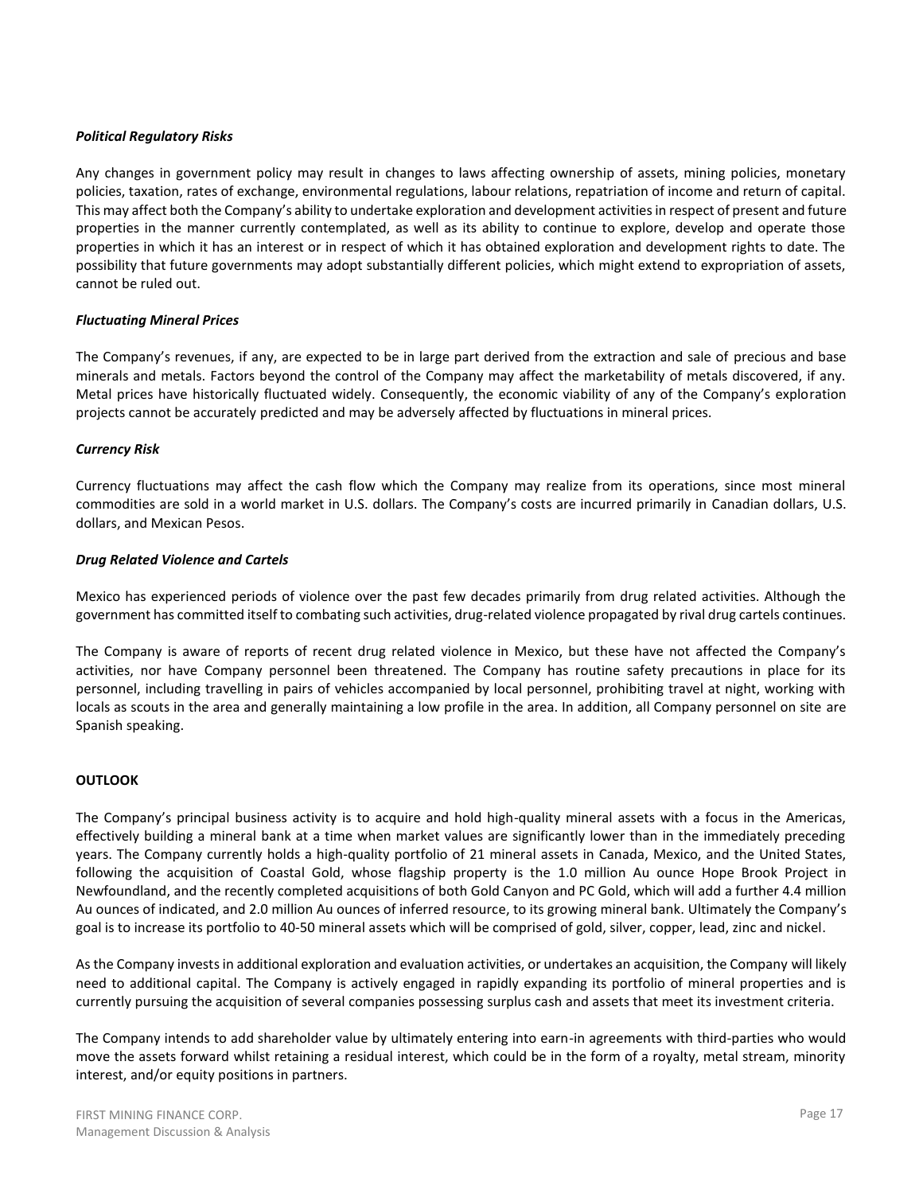***Political Regulatory Risks***

Any changes in government policy may result in changes to laws affecting ownership of assets, mining policies, monetary policies, taxation, rates of exchange, environmental regulations, labour relations, repatriation of income and return of capital. This may affect both the Company's ability to undertake exploration and development activities in respect of present and future properties in the manner currently contemplated, as well as its ability to continue to explore, develop and operate those properties in which it has an interest or in respect of which it has obtained exploration and development rights to date. The possibility that future governments may adopt substantially different policies, which might extend to expropriation of assets, cannot be ruled out.

***Fluctuating Mineral Prices***

The Company's revenues, if any, are expected to be in large part derived from the extraction and sale of precious and base minerals and metals. Factors beyond the control of the Company may affect the marketability of metals discovered, if any. Metal prices have historically fluctuated widely. Consequently, the economic viability of any of the Company's exploration projects cannot be accurately predicted and may be adversely affected by fluctuations in mineral prices.

***Currency Risk***

Currency fluctuations may affect the cash flow which the Company may realize from its operations, since most mineral commodities are sold in a world market in U.S. dollars. The Company's costs are incurred primarily in Canadian dollars, U.S. dollars, and Mexican Pesos.

***Drug Related Violence and Cartels***

Mexico has experienced periods of violence over the past few decades primarily from drug related activities. Although the government has committed itself to combating such activities, drug-related violence propagated by rival drug cartels continues.

The Company is aware of reports of recent drug related violence in Mexico, but these have not affected the Company's activities, nor have Company personnel been threatened. The Company has routine safety precautions in place for its personnel, including travelling in pairs of vehicles accompanied by local personnel, prohibiting travel at night, working with locals as scouts in the area and generally maintaining a low profile in the area. In addition, all Company personnel on site are Spanish speaking.

**OUTLOOK**

The Company's principal business activity is to acquire and hold high-quality mineral assets with a focus in the Americas, effectively building a mineral bank at a time when market values are significantly lower than in the immediately preceding years. The Company currently holds a high-quality portfolio of 21 mineral assets in Canada, Mexico, and the United States, following the acquisition of Coastal Gold, whose flagship property is the 1.0 million Au ounce Hope Brook Project in Newfoundland, and the recently completed acquisitions of both Gold Canyon and PC Gold, which will add a further 4.4 million Au ounces of indicated, and 2.0 million Au ounces of inferred resource, to its growing mineral bank. Ultimately the Company's goal is to increase its portfolio to 40-50 mineral assets which will be comprised of gold, silver, copper, lead, zinc and nickel.

As the Company invests in additional exploration and evaluation activities, or undertakes an acquisition, the Company will likely need to additional capital. The Company is actively engaged in rapidly expanding its portfolio of mineral properties and is currently pursuing the acquisition of several companies possessing surplus cash and assets that meet its investment criteria.

The Company intends to add shareholder value by ultimately entering into earn-in agreements with third-parties who would move the assets forward whilst retaining a residual interest, which could be in the form of a royalty, metal stream, minority interest, and/or equity positions in partners.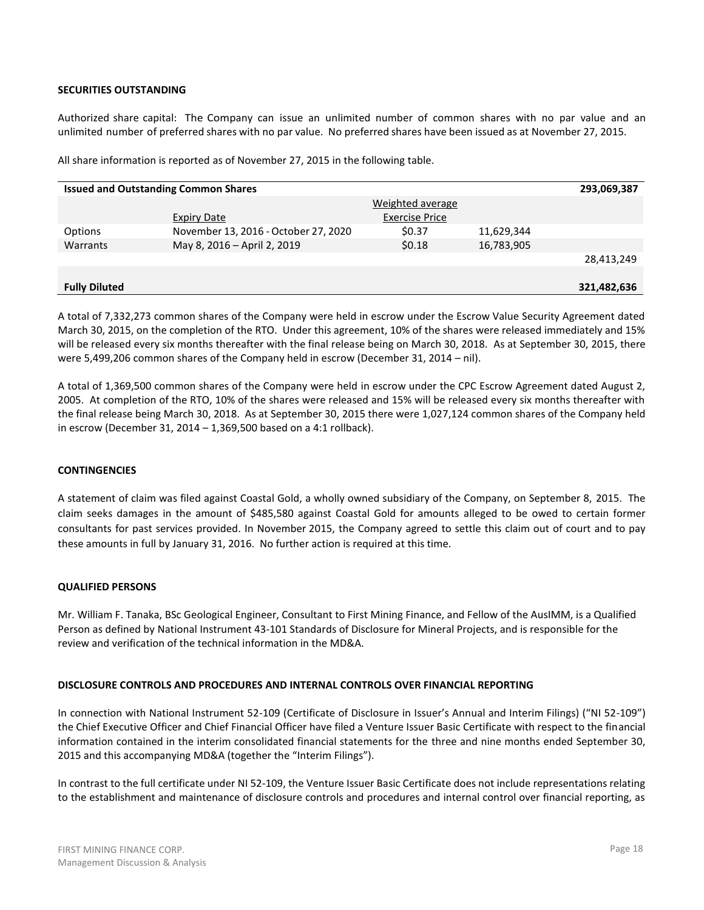**SECURITIES OUTSTANDING**

Authorized share capital: The Company can issue an unlimited number of common shares with no par value and an unlimited number of preferred shares with no par value. No preferred shares have been issued as at November 27, 2015.

All share information is reported as of November 27, 2015 in the following table.

| **Issued and Outstanding Common Shares** | | | | **293,069,387** |
|---|---|---|---|---|
| | Expiry Date | Weighted average Exercise Price | | |
| Options | November 13, 2016 - October 27, 2020 | $0.37 | 11,629,344 | |
| Warrants | May 8, 2016 – April 2, 2019 | $0.18 | 16,783,905 | |
| | | | | 28,413,249 |
| **Fully Diluted** | | | | **321,482,636** |

A total of 7,332,273 common shares of the Company were held in escrow under the Escrow Value Security Agreement dated March 30, 2015, on the completion of the RTO. Under this agreement, 10% of the shares were released immediately and 15% will be released every six months thereafter with the final release being on March 30, 2018. As at September 30, 2015, there were 5,499,206 common shares of the Company held in escrow (December 31, 2014 – nil).

A total of 1,369,500 common shares of the Company were held in escrow under the CPC Escrow Agreement dated August 2, 2005. At completion of the RTO, 10% of the shares were released and 15% will be released every six months thereafter with the final release being March 30, 2018. As at September 30, 2015 there were 1,027,124 common shares of the Company held in escrow (December 31, 2014 – 1,369,500 based on a 4:1 rollback).

**CONTINGENCIES**

A statement of claim was filed against Coastal Gold, a wholly owned subsidiary of the Company, on September 8, 2015. The claim seeks damages in the amount of $485,580 against Coastal Gold for amounts alleged to be owed to certain former consultants for past services provided. In November 2015, the Company agreed to settle this claim out of court and to pay these amounts in full by January 31, 2016. No further action is required at this time.

**QUALIFIED PERSONS**

Mr. William F. Tanaka, BSc Geological Engineer, Consultant to First Mining Finance, and Fellow of the AusIMM, is a Qualified Person as defined by National Instrument 43-101 Standards of Disclosure for Mineral Projects, and is responsible for the review and verification of the technical information in the MD&A.

**DISCLOSURE CONTROLS AND PROCEDURES AND INTERNAL CONTROLS OVER FINANCIAL REPORTING**

In connection with National Instrument 52-109 (Certificate of Disclosure in Issuer's Annual and Interim Filings) ("NI 52-109") the Chief Executive Officer and Chief Financial Officer have filed a Venture Issuer Basic Certificate with respect to the financial information contained in the interim consolidated financial statements for the three and nine months ended September 30, 2015 and this accompanying MD&A (together the "Interim Filings").

In contrast to the full certificate under NI 52-109, the Venture Issuer Basic Certificate does not include representations relating to the establishment and maintenance of disclosure controls and procedures and internal control over financial reporting, as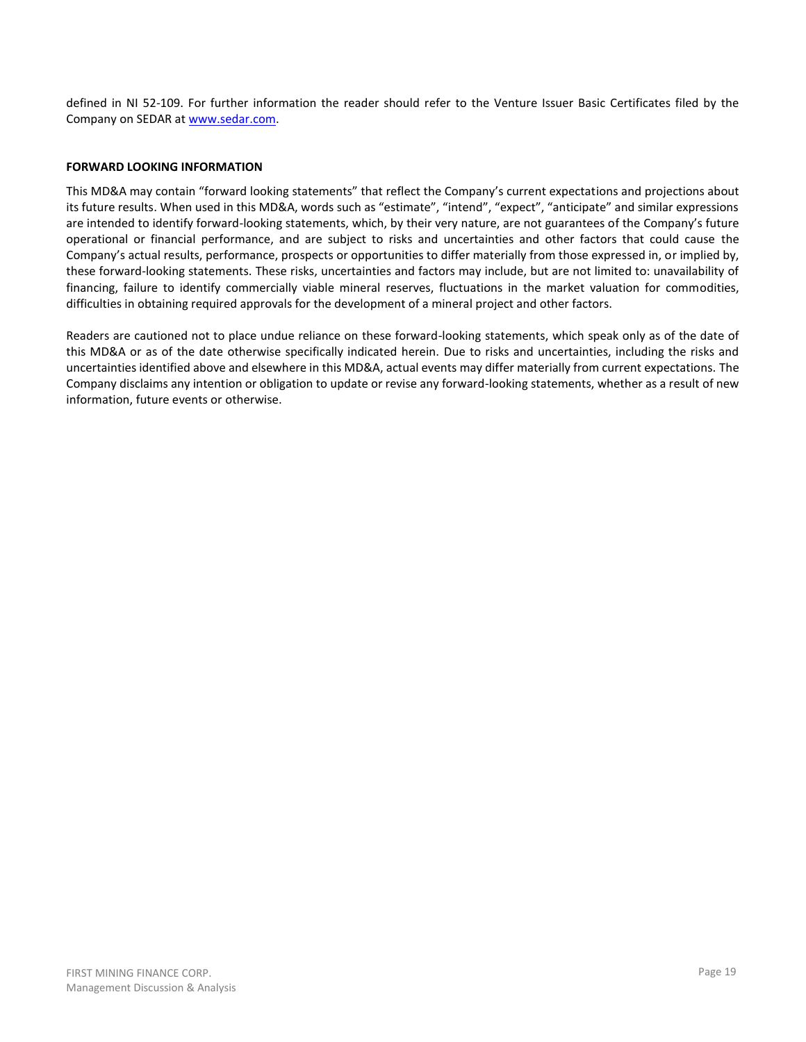defined in NI 52-109. For further information the reader should refer to the Venture Issuer Basic Certificates filed by the Company on SEDAR at [www.sedar.com](www.sedar.com).

### FORWARD LOOKING INFORMATION

This MD&A may contain "forward looking statements" that reflect the Company's current expectations and projections about its future results. When used in this MD&A, words such as "estimate", "intend", "expect", "anticipate" and similar expressions are intended to identify forward-looking statements, which, by their very nature, are not guarantees of the Company's future operational or financial performance, and are subject to risks and uncertainties and other factors that could cause the Company's actual results, performance, prospects or opportunities to differ materially from those expressed in, or implied by, these forward-looking statements. These risks, uncertainties and factors may include, but are not limited to: unavailability of financing, failure to identify commercially viable mineral reserves, fluctuations in the market valuation for commodities, difficulties in obtaining required approvals for the development of a mineral project and other factors.

Readers are cautioned not to place undue reliance on these forward-looking statements, which speak only as of the date of this MD&A or as of the date otherwise specifically indicated herein. Due to risks and uncertainties, including the risks and uncertainties identified above and elsewhere in this MD&A, actual events may differ materially from current expectations. The Company disclaims any intention or obligation to update or revise any forward-looking statements, whether as a result of new information, future events or otherwise.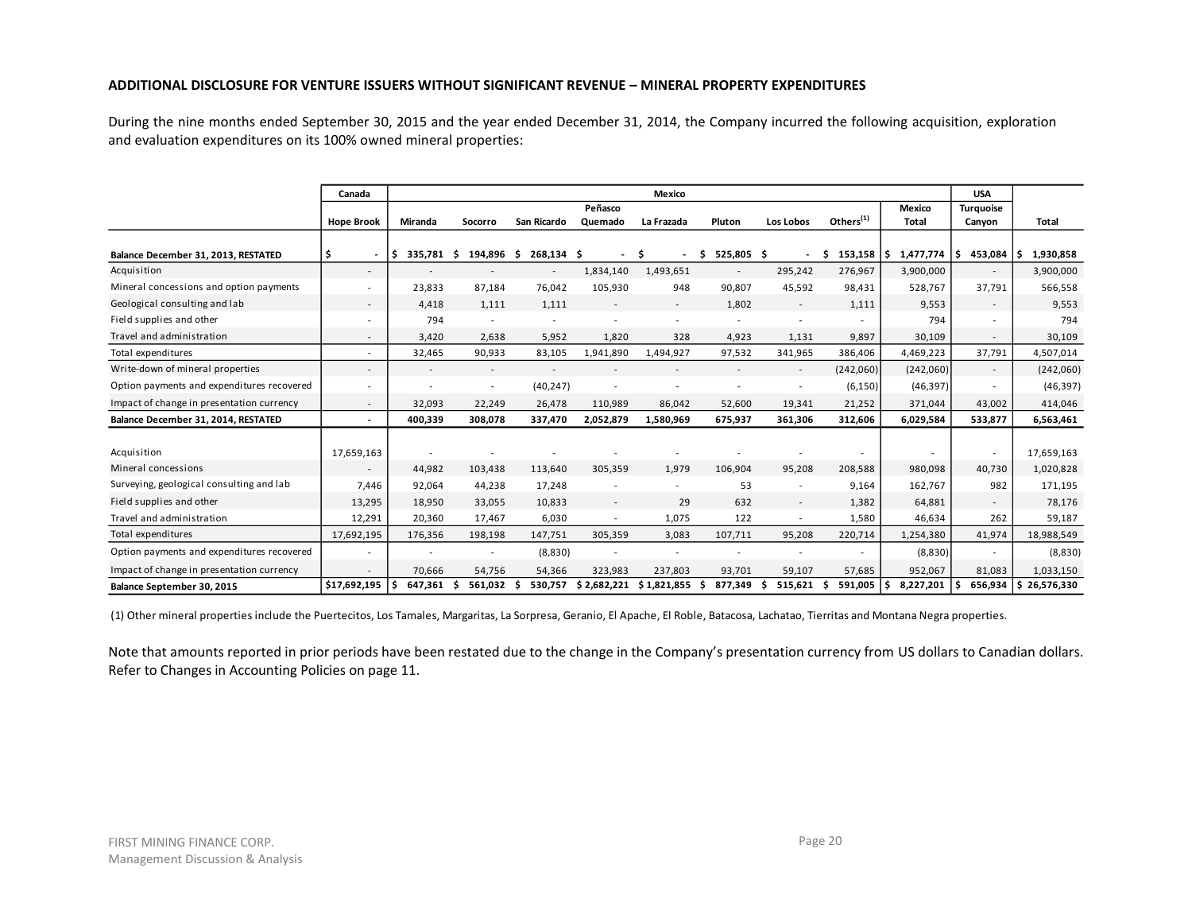### ADDITIONAL DISCLOSURE FOR VENTURE ISSUERS WITHOUT SIGNIFICANT REVENUE – MINERAL PROPERTY EXPENDITURES

During the nine months ended September 30, 2015 and the year ended December 31, 2014, the Company incurred the following acquisition, exploration and evaluation expenditures on its 100% owned mineral properties:

| | Canada | Mexico | | | | | | | | | USA | |
|---|---|---|---|---|---|---|---|---|---|---|---|---|
| | Hope Brook | Miranda | Socorro | San Ricardo | Peñasco Quemado | La Frazada | Pluton | Los Lobos | Others[(1)] | Mexico Total | Turquoise Canyon | Total |
| **Balance December 31, 2013, RESTATED** | **$ -** | **$ 335,781** | **$ 194,896** | **$ 268,134** | **$ -** | **$ -** | **$ 525,805** | **$ -** | **$ 153,158** | **$ 1,477,774** | **$ 453,084** | **$ 1,930,858** |
| Acquisition | - | - | - | - | 1,834,140 | 1,493,651 | - | 295,242 | 276,967 | 3,900,000 | - | 3,900,000 |
| Mineral concessions and option payments | - | 23,833 | 87,184 | 76,042 | 105,930 | 948 | 90,807 | 45,592 | 98,431 | 528,767 | 37,791 | 566,558 |
| Geological consulting and lab | - | 4,418 | 1,111 | 1,111 | - | - | 1,802 | - | 1,111 | 9,553 | - | 9,553 |
| Field supplies and other | - | 794 | - | - | - | - | - | - | - | 794 | - | 794 |
| Travel and administration | - | 3,420 | 2,638 | 5,952 | 1,820 | 328 | 4,923 | 1,131 | 9,897 | 30,109 | - | 30,109 |
| Total expenditures | - | 32,465 | 90,933 | 83,105 | 1,941,890 | 1,494,927 | 97,532 | 341,965 | 386,406 | 4,469,223 | 37,791 | 4,507,014 |
| Write-down of mineral properties | - | - | - | - | - | - | - | - | (242,060) | (242,060) | - | (242,060) |
| Option payments and expenditures recovered | - | - | - | (40,247) | - | - | - | - | (6,150) | (46,397) | - | (46,397) |
| Impact of change in presentation currency | - | 32,093 | 22,249 | 26,478 | 110,989 | 86,042 | 52,600 | 19,341 | 21,252 | 371,044 | 43,002 | 414,046 |
| **Balance December 31, 2014, RESTATED** | **-** | **400,339** | **308,078** | **337,470** | **2,052,879** | **1,580,969** | **675,937** | **361,306** | **312,606** | **6,029,584** | **533,877** | **6,563,461** |
| Acquisition | 17,659,163 | - | - | - | - | - | - | - | - | - | - | 17,659,163 |
| Mineral concessions | - | 44,982 | 103,438 | 113,640 | 305,359 | 1,979 | 106,904 | 95,208 | 208,588 | 980,098 | 40,730 | 1,020,828 |
| Surveying, geological consulting and lab | 7,446 | 92,064 | 44,238 | 17,248 | - | - | 53 | - | 9,164 | 162,767 | 982 | 171,195 |
| Field supplies and other | 13,295 | 18,950 | 33,055 | 10,833 | - | 29 | 632 | - | 1,382 | 64,881 | - | 78,176 |
| Travel and administration | 12,291 | 20,360 | 17,467 | 6,030 | - | 1,075 | 122 | - | 1,580 | 46,634 | 262 | 59,187 |
| Total expenditures | 17,692,195 | 176,356 | 198,198 | 147,751 | 305,359 | 3,083 | 107,711 | 95,208 | 220,714 | 1,254,380 | 41,974 | 18,988,549 |
| Option payments and expenditures recovered | - | - | - | (8,830) | - | - | - | - | - | (8,830) | - | (8,830) |
| Impact of change in presentation currency | - | 70,666 | 54,756 | 54,366 | 323,983 | 237,803 | 93,701 | 59,107 | 57,685 | 952,067 | 81,083 | 1,033,150 |
| **Balance September 30, 2015** | **$17,692,195** | **$ 647,361** | **$ 561,032** | **$ 530,757** | **$ 2,682,221** | **$ 1,821,855** | **$ 877,349** | **$ 515,621** | **$ 591,005** | **$ 8,227,201** | **$ 656,934** | **$ 26,576,330** |

(1) Other mineral properties include the Puertecitos, Los Tamales, Margaritas, La Sorpresa, Geranio, El Apache, El Roble, Batacosa, Lachatao, Tierritas and Montana Negra properties.

Note that amounts reported in prior periods have been restated due to the change in the Company's presentation currency from US dollars to Canadian dollars. Refer to Changes in Accounting Policies on page 11.